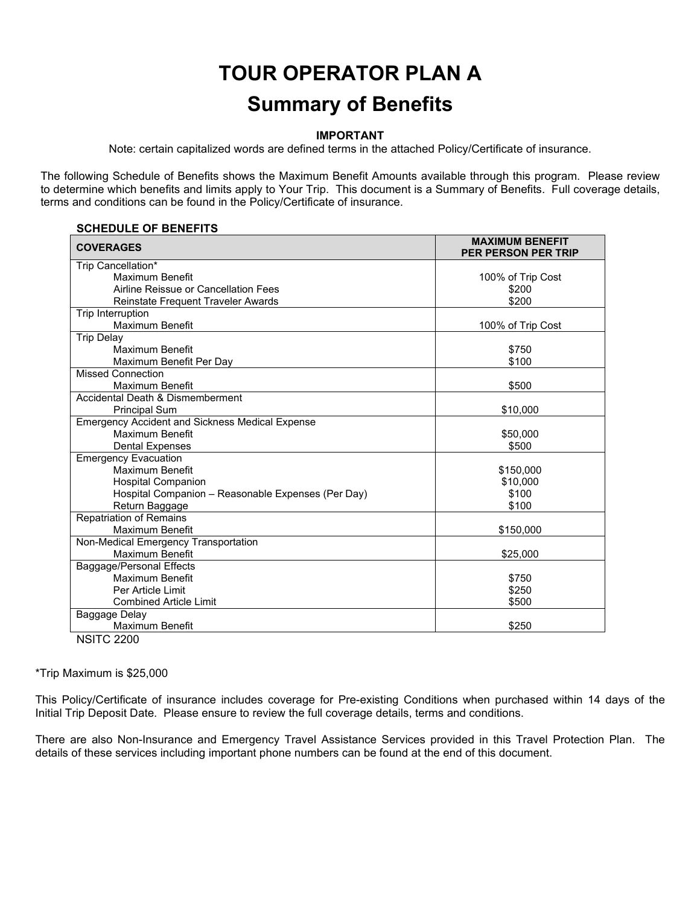# TOUR OPERATOR PLAN A

## Summary of Benefits

**IMPORTANT**

Note: certain capitalized words are defined terms in the attached Policy/Certificate of insurance.

The following Schedule of Benefits shows the Maximum Benefit Amounts available through this program. Please review to determine which benefits and limits apply to Your Trip. This document is a Summary of Benefits. Full coverage details, terms and conditions can be found in the Policy/Certificate of insurance.

**SCHEDULE OF BENEFITS**

| COVERAGES | MAXIMUM BENEFIT PER PERSON PER TRIP |
|---|---|
| Trip Cancellation* | |
| Maximum Benefit | 100% of Trip Cost |
| Airline Reissue or Cancellation Fees | $200 |
| Reinstate Frequent Traveler Awards | $200 |
| Trip Interruption | |
| Maximum Benefit | 100% of Trip Cost |
| Trip Delay | |
| Maximum Benefit | $750 |
| Maximum Benefit Per Day | $100 |
| Missed Connection | |
| Maximum Benefit | $500 |
| Accidental Death & Dismemberment | |
| Principal Sum | $10,000 |
| Emergency Accident and Sickness Medical Expense | |
| Maximum Benefit | $50,000 |
| Dental Expenses | $500 |
| Emergency Evacuation | |
| Maximum Benefit | $150,000 |
| Hospital Companion | $10,000 |
| Hospital Companion – Reasonable Expenses (Per Day) | $100 |
| Return Baggage | $100 |
| Repatriation of Remains | |
| Maximum Benefit | $150,000 |
| Non-Medical Emergency Transportation | |
| Maximum Benefit | $25,000 |
| Baggage/Personal Effects | |
| Maximum Benefit | $750 |
| Per Article Limit | $250 |
| Combined Article Limit | $500 |
| Baggage Delay | |
| Maximum Benefit | $250 |

NSITC 2200

*Trip Maximum is $25,000

This Policy/Certificate of insurance includes coverage for Pre-existing Conditions when purchased within 14 days of the Initial Trip Deposit Date. Please ensure to review the full coverage details, terms and conditions.

There are also Non-Insurance and Emergency Travel Assistance Services provided in this Travel Protection Plan. The details of these services including important phone numbers can be found at the end of this document.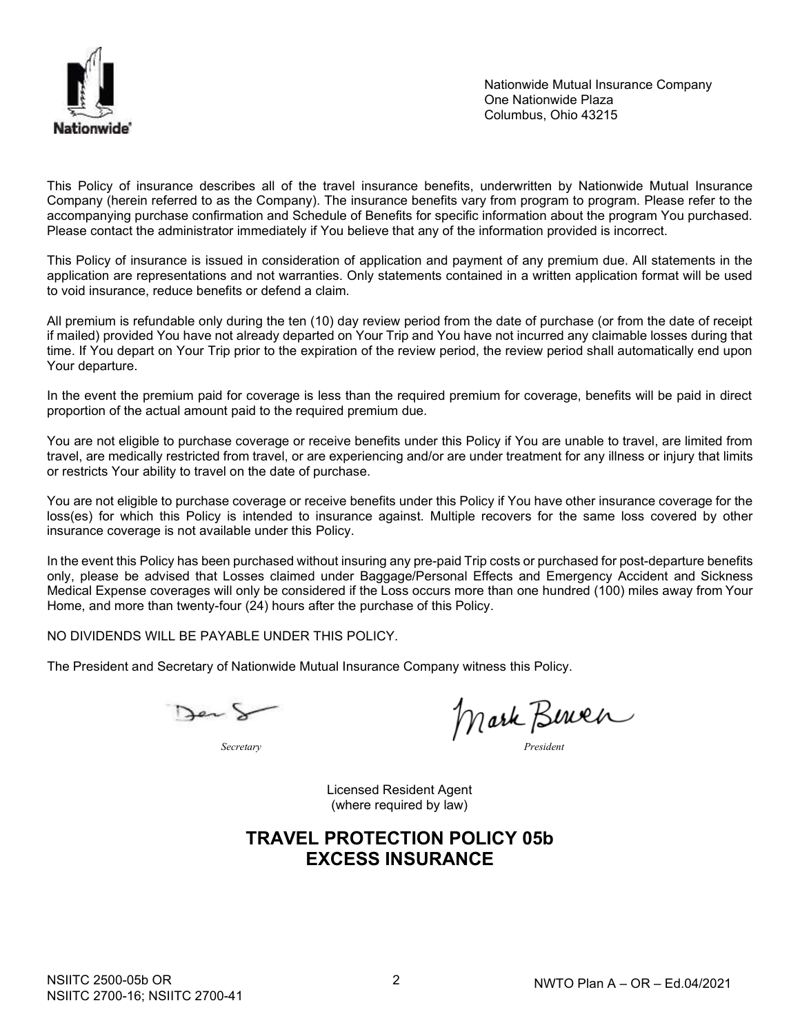Nationwide Mutual Insurance Company
One Nationwide Plaza
Columbus, Ohio 43215

This Policy of insurance describes all of the travel insurance benefits, underwritten by Nationwide Mutual Insurance Company (herein referred to as the Company). The insurance benefits vary from program to program. Please refer to the accompanying purchase confirmation and Schedule of Benefits for specific information about the program You purchased. Please contact the administrator immediately if You believe that any of the information provided is incorrect.

This Policy of insurance is issued in consideration of application and payment of any premium due. All statements in the application are representations and not warranties. Only statements contained in a written application format will be used to void insurance, reduce benefits or defend a claim.

All premium is refundable only during the ten (10) day review period from the date of purchase (or from the date of receipt if mailed) provided You have not already departed on Your Trip and You have not incurred any claimable losses during that time. If You depart on Your Trip prior to the expiration of the review period, the review period shall automatically end upon Your departure.

In the event the premium paid for coverage is less than the required premium for coverage, benefits will be paid in direct proportion of the actual amount paid to the required premium due.

You are not eligible to purchase coverage or receive benefits under this Policy if You are unable to travel, are limited from travel, are medically restricted from travel, or are experiencing and/or are under treatment for any illness or injury that limits or restricts Your ability to travel on the date of purchase.

You are not eligible to purchase coverage or receive benefits under this Policy if You have other insurance coverage for the loss(es) for which this Policy is intended to insurance against. Multiple recovers for the same loss covered by other insurance coverage is not available under this Policy.

In the event this Policy has been purchased without insuring any pre-paid Trip costs or purchased for post-departure benefits only, please be advised that Losses claimed under Baggage/Personal Effects and Emergency Accident and Sickness Medical Expense coverages will only be considered if the Loss occurs more than one hundred (100) miles away from Your Home, and more than twenty-four (24) hours after the purchase of this Policy.

NO DIVIDENDS WILL BE PAYABLE UNDER THIS POLICY.

The President and Secretary of Nationwide Mutual Insurance Company witness this Policy.

*Secretary* *President*

Licensed Resident Agent
(where required by law)

## TRAVEL PROTECTION POLICY 05b
## EXCESS INSURANCE

NSIITC 2500-05b OR
NSIITC 2700-16; NSIITC 2700-41

NWTO Plan A – OR – Ed.04/2021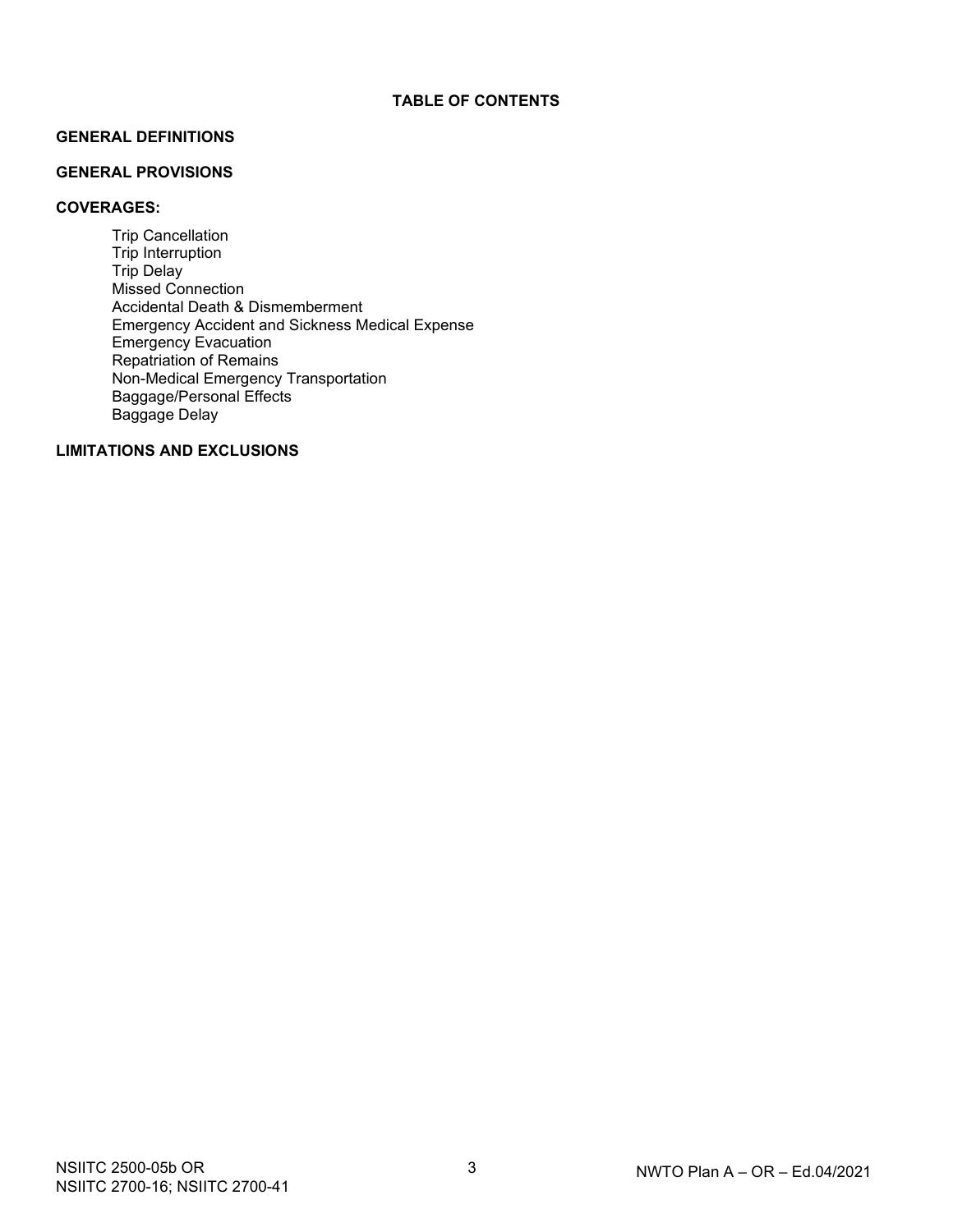# TABLE OF CONTENTS

**GENERAL DEFINITIONS**

**GENERAL PROVISIONS**

**COVERAGES:**

- Trip Cancellation
- Trip Interruption
- Trip Delay
- Missed Connection
- Accidental Death & Dismemberment
- Emergency Accident and Sickness Medical Expense
- Emergency Evacuation
- Repatriation of Remains
- Non-Medical Emergency Transportation
- Baggage/Personal Effects
- Baggage Delay

**LIMITATIONS AND EXCLUSIONS**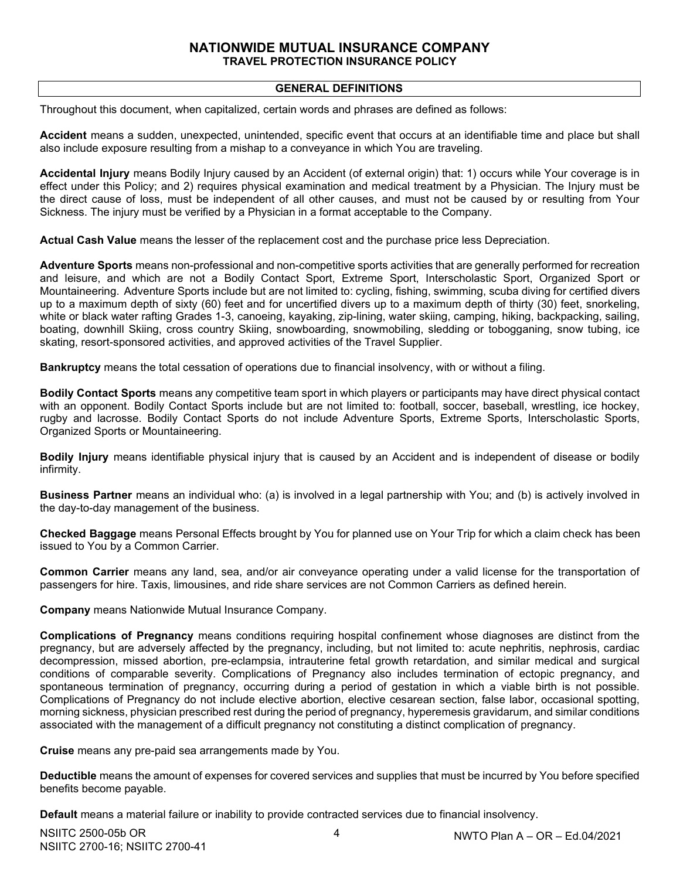# NATIONWIDE MUTUAL INSURANCE COMPANY
## TRAVEL PROTECTION INSURANCE POLICY

### GENERAL DEFINITIONS

Throughout this document, when capitalized, certain words and phrases are defined as follows:

**Accident** means a sudden, unexpected, unintended, specific event that occurs at an identifiable time and place but shall also include exposure resulting from a mishap to a conveyance in which You are traveling.

**Accidental Injury** means Bodily Injury caused by an Accident (of external origin) that: 1) occurs while Your coverage is in effect under this Policy; and 2) requires physical examination and medical treatment by a Physician. The Injury must be the direct cause of loss, must be independent of all other causes, and must not be caused by or resulting from Your Sickness. The injury must be verified by a Physician in a format acceptable to the Company.

**Actual Cash Value** means the lesser of the replacement cost and the purchase price less Depreciation.

**Adventure Sports** means non-professional and non-competitive sports activities that are generally performed for recreation and leisure, and which are not a Bodily Contact Sport, Extreme Sport, Interscholastic Sport, Organized Sport or Mountaineering. Adventure Sports include but are not limited to: cycling, fishing, swimming, scuba diving for certified divers up to a maximum depth of sixty (60) feet and for uncertified divers up to a maximum depth of thirty (30) feet, snorkeling, white or black water rafting Grades 1-3, canoeing, kayaking, zip-lining, water skiing, camping, hiking, backpacking, sailing, boating, downhill Skiing, cross country Skiing, snowboarding, snowmobiling, sledding or tobogganing, snow tubing, ice skating, resort-sponsored activities, and approved activities of the Travel Supplier.

**Bankruptcy** means the total cessation of operations due to financial insolvency, with or without a filing.

**Bodily Contact Sports** means any competitive team sport in which players or participants may have direct physical contact with an opponent. Bodily Contact Sports include but are not limited to: football, soccer, baseball, wrestling, ice hockey, rugby and lacrosse. Bodily Contact Sports do not include Adventure Sports, Extreme Sports, Interscholastic Sports, Organized Sports or Mountaineering.

**Bodily Injury** means identifiable physical injury that is caused by an Accident and is independent of disease or bodily infirmity.

**Business Partner** means an individual who: (a) is involved in a legal partnership with You; and (b) is actively involved in the day-to-day management of the business.

**Checked Baggage** means Personal Effects brought by You for planned use on Your Trip for which a claim check has been issued to You by a Common Carrier.

**Common Carrier** means any land, sea, and/or air conveyance operating under a valid license for the transportation of passengers for hire. Taxis, limousines, and ride share services are not Common Carriers as defined herein.

**Company** means Nationwide Mutual Insurance Company.

**Complications of Pregnancy** means conditions requiring hospital confinement whose diagnoses are distinct from the pregnancy, but are adversely affected by the pregnancy, including, but not limited to: acute nephritis, nephrosis, cardiac decompression, missed abortion, pre-eclampsia, intrauterine fetal growth retardation, and similar medical and surgical conditions of comparable severity. Complications of Pregnancy also includes termination of ectopic pregnancy, and spontaneous termination of pregnancy, occurring during a period of gestation in which a viable birth is not possible. Complications of Pregnancy do not include elective abortion, elective cesarean section, false labor, occasional spotting, morning sickness, physician prescribed rest during the period of pregnancy, hyperemesis gravidarum, and similar conditions associated with the management of a difficult pregnancy not constituting a distinct complication of pregnancy.

**Cruise** means any pre-paid sea arrangements made by You.

**Deductible** means the amount of expenses for covered services and supplies that must be incurred by You before specified benefits become payable.

**Default** means a material failure or inability to provide contracted services due to financial insolvency.

NSIITC 2500-05b OR
NSIITC 2700-16; NSIITC 2700-41

NWTO Plan A – OR – Ed.04/2021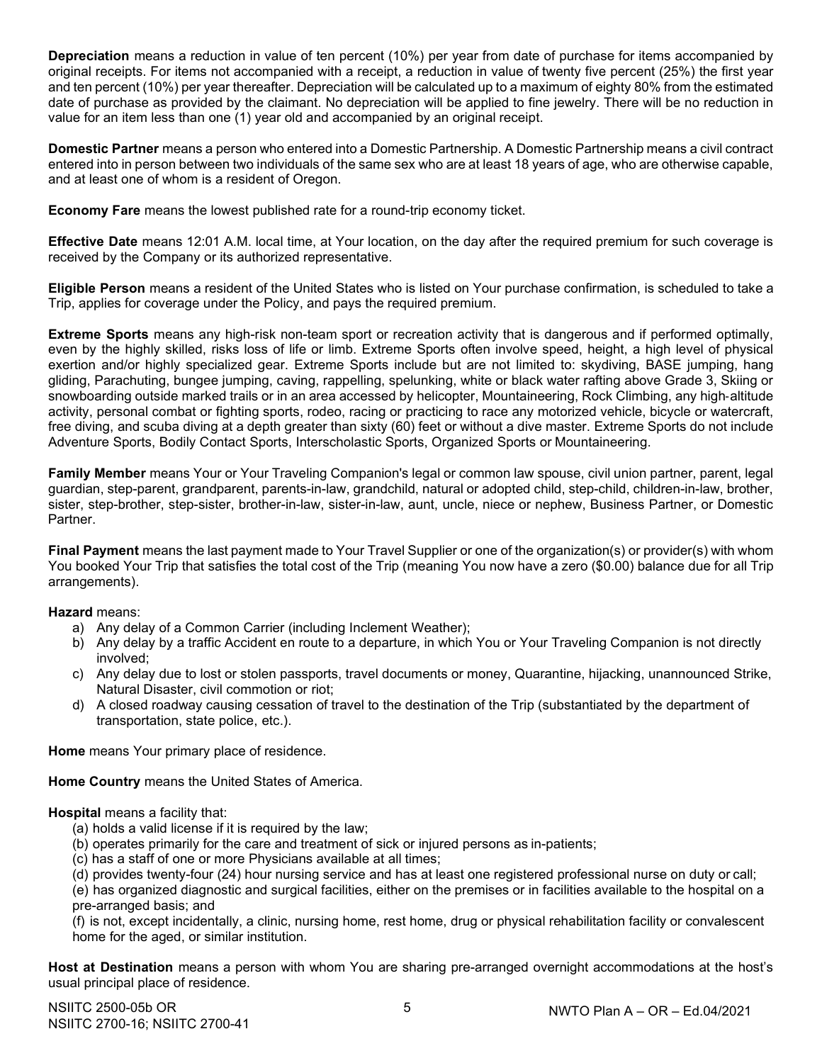**Depreciation** means a reduction in value of ten percent (10%) per year from date of purchase for items accompanied by original receipts. For items not accompanied with a receipt, a reduction in value of twenty five percent (25%) the first year and ten percent (10%) per year thereafter. Depreciation will be calculated up to a maximum of eighty 80% from the estimated date of purchase as provided by the claimant. No depreciation will be applied to fine jewelry. There will be no reduction in value for an item less than one (1) year old and accompanied by an original receipt.

**Domestic Partner** means a person who entered into a Domestic Partnership. A Domestic Partnership means a civil contract entered into in person between two individuals of the same sex who are at least 18 years of age, who are otherwise capable, and at least one of whom is a resident of Oregon.

**Economy Fare** means the lowest published rate for a round-trip economy ticket.

**Effective Date** means 12:01 A.M. local time, at Your location, on the day after the required premium for such coverage is received by the Company or its authorized representative.

**Eligible Person** means a resident of the United States who is listed on Your purchase confirmation, is scheduled to take a Trip, applies for coverage under the Policy, and pays the required premium.

**Extreme Sports** means any high-risk non-team sport or recreation activity that is dangerous and if performed optimally, even by the highly skilled, risks loss of life or limb. Extreme Sports often involve speed, height, a high level of physical exertion and/or highly specialized gear. Extreme Sports include but are not limited to: skydiving, BASE jumping, hang gliding, Parachuting, bungee jumping, caving, rappelling, spelunking, white or black water rafting above Grade 3, Skiing or snowboarding outside marked trails or in an area accessed by helicopter, Mountaineering, Rock Climbing, any high-altitude activity, personal combat or fighting sports, rodeo, racing or practicing to race any motorized vehicle, bicycle or watercraft, free diving, and scuba diving at a depth greater than sixty (60) feet or without a dive master. Extreme Sports do not include Adventure Sports, Bodily Contact Sports, Interscholastic Sports, Organized Sports or Mountaineering.

**Family Member** means Your or Your Traveling Companion's legal or common law spouse, civil union partner, parent, legal guardian, step-parent, grandparent, parents-in-law, grandchild, natural or adopted child, step-child, children-in-law, brother, sister, step-brother, step-sister, brother-in-law, sister-in-law, aunt, uncle, niece or nephew, Business Partner, or Domestic Partner.

**Final Payment** means the last payment made to Your Travel Supplier or one of the organization(s) or provider(s) with whom You booked Your Trip that satisfies the total cost of the Trip (meaning You now have a zero ($0.00) balance due for all Trip arrangements).

**Hazard** means:

a) Any delay of a Common Carrier (including Inclement Weather);
b) Any delay by a traffic Accident en route to a departure, in which You or Your Traveling Companion is not directly involved;
c) Any delay due to lost or stolen passports, travel documents or money, Quarantine, hijacking, unannounced Strike, Natural Disaster, civil commotion or riot;
d) A closed roadway causing cessation of travel to the destination of the Trip (substantiated by the department of transportation, state police, etc.).

**Home** means Your primary place of residence.

**Home Country** means the United States of America.

**Hospital** means a facility that:

(a) holds a valid license if it is required by the law;
(b) operates primarily for the care and treatment of sick or injured persons as in-patients;
(c) has a staff of one or more Physicians available at all times;
(d) provides twenty-four (24) hour nursing service and has at least one registered professional nurse on duty or call;
(e) has organized diagnostic and surgical facilities, either on the premises or in facilities available to the hospital on a pre-arranged basis; and
(f) is not, except incidentally, a clinic, nursing home, rest home, drug or physical rehabilitation facility or convalescent home for the aged, or similar institution.

**Host at Destination** means a person with whom You are sharing pre-arranged overnight accommodations at the host's usual principal place of residence.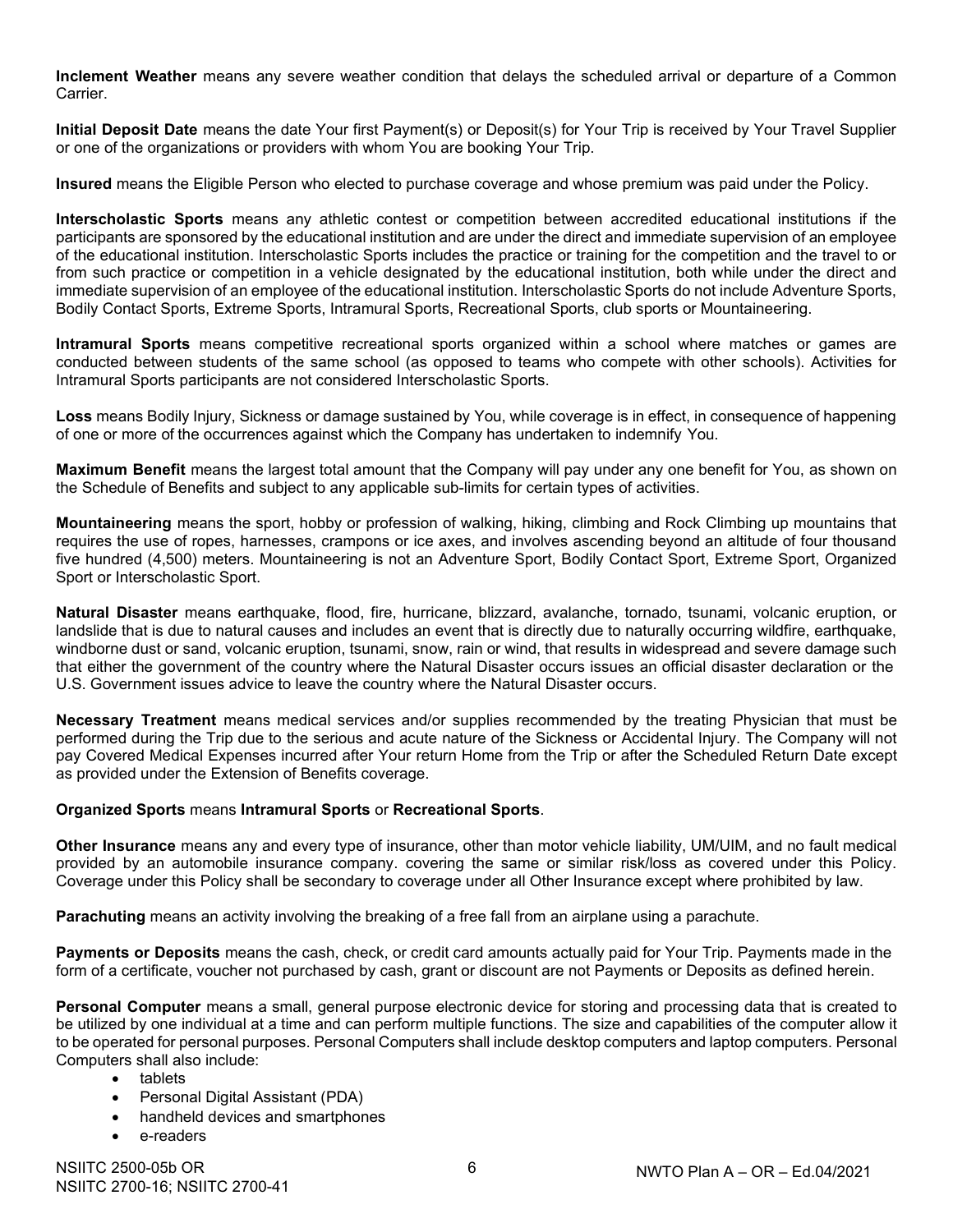**Inclement Weather** means any severe weather condition that delays the scheduled arrival or departure of a Common Carrier.

**Initial Deposit Date** means the date Your first Payment(s) or Deposit(s) for Your Trip is received by Your Travel Supplier or one of the organizations or providers with whom You are booking Your Trip.

**Insured** means the Eligible Person who elected to purchase coverage and whose premium was paid under the Policy.

**Interscholastic Sports** means any athletic contest or competition between accredited educational institutions if the participants are sponsored by the educational institution and are under the direct and immediate supervision of an employee of the educational institution. Interscholastic Sports includes the practice or training for the competition and the travel to or from such practice or competition in a vehicle designated by the educational institution, both while under the direct and immediate supervision of an employee of the educational institution. Interscholastic Sports do not include Adventure Sports, Bodily Contact Sports, Extreme Sports, Intramural Sports, Recreational Sports, club sports or Mountaineering.

**Intramural Sports** means competitive recreational sports organized within a school where matches or games are conducted between students of the same school (as opposed to teams who compete with other schools). Activities for Intramural Sports participants are not considered Interscholastic Sports.

**Loss** means Bodily Injury, Sickness or damage sustained by You, while coverage is in effect, in consequence of happening of one or more of the occurrences against which the Company has undertaken to indemnify You.

**Maximum Benefit** means the largest total amount that the Company will pay under any one benefit for You, as shown on the Schedule of Benefits and subject to any applicable sub-limits for certain types of activities.

**Mountaineering** means the sport, hobby or profession of walking, hiking, climbing and Rock Climbing up mountains that requires the use of ropes, harnesses, crampons or ice axes, and involves ascending beyond an altitude of four thousand five hundred (4,500) meters. Mountaineering is not an Adventure Sport, Bodily Contact Sport, Extreme Sport, Organized Sport or Interscholastic Sport.

**Natural Disaster** means earthquake, flood, fire, hurricane, blizzard, avalanche, tornado, tsunami, volcanic eruption, or landslide that is due to natural causes and includes an event that is directly due to naturally occurring wildfire, earthquake, windborne dust or sand, volcanic eruption, tsunami, snow, rain or wind, that results in widespread and severe damage such that either the government of the country where the Natural Disaster occurs issues an official disaster declaration or the U.S. Government issues advice to leave the country where the Natural Disaster occurs.

**Necessary Treatment** means medical services and/or supplies recommended by the treating Physician that must be performed during the Trip due to the serious and acute nature of the Sickness or Accidental Injury. The Company will not pay Covered Medical Expenses incurred after Your return Home from the Trip or after the Scheduled Return Date except as provided under the Extension of Benefits coverage.

**Organized Sports** means **Intramural Sports** or **Recreational Sports**.

**Other Insurance** means any and every type of insurance, other than motor vehicle liability, UM/UIM, and no fault medical provided by an automobile insurance company. covering the same or similar risk/loss as covered under this Policy. Coverage under this Policy shall be secondary to coverage under all Other Insurance except where prohibited by law.

**Parachuting** means an activity involving the breaking of a free fall from an airplane using a parachute.

**Payments or Deposits** means the cash, check, or credit card amounts actually paid for Your Trip. Payments made in the form of a certificate, voucher not purchased by cash, grant or discount are not Payments or Deposits as defined herein.

**Personal Computer** means a small, general purpose electronic device for storing and processing data that is created to be utilized by one individual at a time and can perform multiple functions. The size and capabilities of the computer allow it to be operated for personal purposes. Personal Computers shall include desktop computers and laptop computers. Personal Computers shall also include:

- tablets
- Personal Digital Assistant (PDA)
- handheld devices and smartphones
- e-readers

NSIITC 2500-05b OR
NSIITC 2700-16; NSIITC 2700-41

NWTO Plan A – OR – Ed.04/2021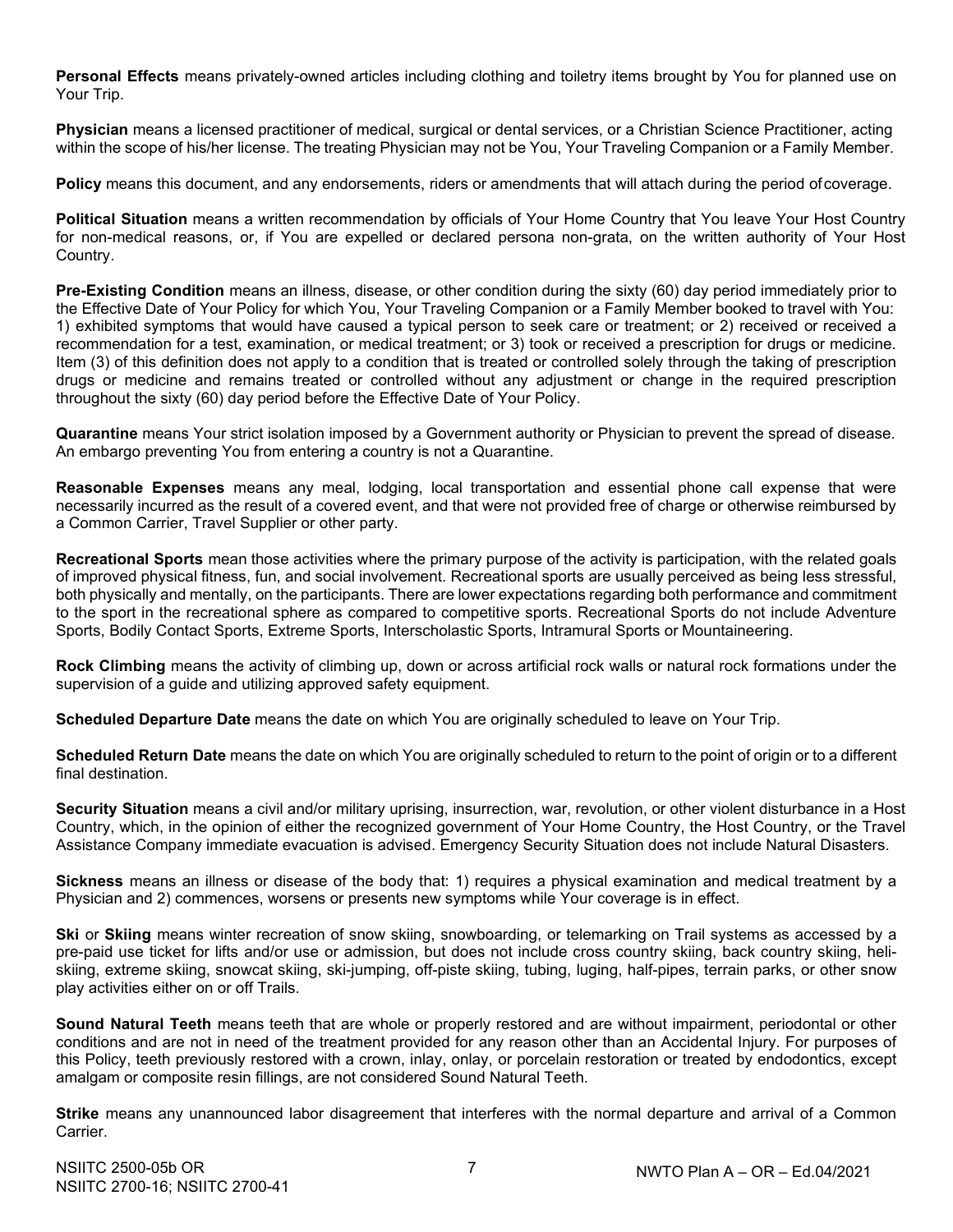**Personal Effects** means privately-owned articles including clothing and toiletry items brought by You for planned use on Your Trip.

**Physician** means a licensed practitioner of medical, surgical or dental services, or a Christian Science Practitioner, acting within the scope of his/her license. The treating Physician may not be You, Your Traveling Companion or a Family Member.

**Policy** means this document, and any endorsements, riders or amendments that will attach during the period of coverage.

**Political Situation** means a written recommendation by officials of Your Home Country that You leave Your Host Country for non-medical reasons, or, if You are expelled or declared persona non-grata, on the written authority of Your Host Country.

**Pre-Existing Condition** means an illness, disease, or other condition during the sixty (60) day period immediately prior to the Effective Date of Your Policy for which You, Your Traveling Companion or a Family Member booked to travel with You: 1) exhibited symptoms that would have caused a typical person to seek care or treatment; or 2) received or received a recommendation for a test, examination, or medical treatment; or 3) took or received a prescription for drugs or medicine. Item (3) of this definition does not apply to a condition that is treated or controlled solely through the taking of prescription drugs or medicine and remains treated or controlled without any adjustment or change in the required prescription throughout the sixty (60) day period before the Effective Date of Your Policy.

**Quarantine** means Your strict isolation imposed by a Government authority or Physician to prevent the spread of disease. An embargo preventing You from entering a country is not a Quarantine.

**Reasonable Expenses** means any meal, lodging, local transportation and essential phone call expense that were necessarily incurred as the result of a covered event, and that were not provided free of charge or otherwise reimbursed by a Common Carrier, Travel Supplier or other party.

**Recreational Sports** mean those activities where the primary purpose of the activity is participation, with the related goals of improved physical fitness, fun, and social involvement. Recreational sports are usually perceived as being less stressful, both physically and mentally, on the participants. There are lower expectations regarding both performance and commitment to the sport in the recreational sphere as compared to competitive sports. Recreational Sports do not include Adventure Sports, Bodily Contact Sports, Extreme Sports, Interscholastic Sports, Intramural Sports or Mountaineering.

**Rock Climbing** means the activity of climbing up, down or across artificial rock walls or natural rock formations under the supervision of a guide and utilizing approved safety equipment.

**Scheduled Departure Date** means the date on which You are originally scheduled to leave on Your Trip.

**Scheduled Return Date** means the date on which You are originally scheduled to return to the point of origin or to a different final destination.

**Security Situation** means a civil and/or military uprising, insurrection, war, revolution, or other violent disturbance in a Host Country, which, in the opinion of either the recognized government of Your Home Country, the Host Country, or the Travel Assistance Company immediate evacuation is advised. Emergency Security Situation does not include Natural Disasters.

**Sickness** means an illness or disease of the body that: 1) requires a physical examination and medical treatment by a Physician and 2) commences, worsens or presents new symptoms while Your coverage is in effect.

**Ski** or **Skiing** means winter recreation of snow skiing, snowboarding, or telemarking on Trail systems as accessed by a pre-paid use ticket for lifts and/or use or admission, but does not include cross country skiing, back country skiing, heli-skiing, extreme skiing, snowcat skiing, ski-jumping, off-piste skiing, tubing, luging, half-pipes, terrain parks, or other snow play activities either on or off Trails.

**Sound Natural Teeth** means teeth that are whole or properly restored and are without impairment, periodontal or other conditions and are not in need of the treatment provided for any reason other than an Accidental Injury. For purposes of this Policy, teeth previously restored with a crown, inlay, onlay, or porcelain restoration or treated by endodontics, except amalgam or composite resin fillings, are not considered Sound Natural Teeth.

**Strike** means any unannounced labor disagreement that interferes with the normal departure and arrival of a Common Carrier.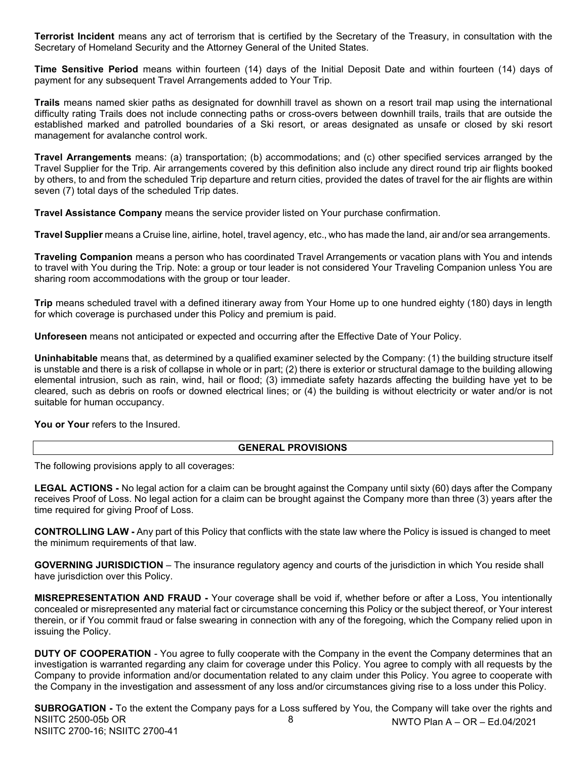**Terrorist Incident** means any act of terrorism that is certified by the Secretary of the Treasury, in consultation with the Secretary of Homeland Security and the Attorney General of the United States.

**Time Sensitive Period** means within fourteen (14) days of the Initial Deposit Date and within fourteen (14) days of payment for any subsequent Travel Arrangements added to Your Trip.

**Trails** means named skier paths as designated for downhill travel as shown on a resort trail map using the international difficulty rating Trails does not include connecting paths or cross-overs between downhill trails, trails that are outside the established marked and patrolled boundaries of a Ski resort, or areas designated as unsafe or closed by ski resort management for avalanche control work.

**Travel Arrangements** means: (a) transportation; (b) accommodations; and (c) other specified services arranged by the Travel Supplier for the Trip. Air arrangements covered by this definition also include any direct round trip air flights booked by others, to and from the scheduled Trip departure and return cities, provided the dates of travel for the air flights are within seven (7) total days of the scheduled Trip dates.

**Travel Assistance Company** means the service provider listed on Your purchase confirmation.

**Travel Supplier** means a Cruise line, airline, hotel, travel agency, etc., who has made the land, air and/or sea arrangements.

**Traveling Companion** means a person who has coordinated Travel Arrangements or vacation plans with You and intends to travel with You during the Trip. Note: a group or tour leader is not considered Your Traveling Companion unless You are sharing room accommodations with the group or tour leader.

**Trip** means scheduled travel with a defined itinerary away from Your Home up to one hundred eighty (180) days in length for which coverage is purchased under this Policy and premium is paid.

**Unforeseen** means not anticipated or expected and occurring after the Effective Date of Your Policy.

**Uninhabitable** means that, as determined by a qualified examiner selected by the Company: (1) the building structure itself is unstable and there is a risk of collapse in whole or in part; (2) there is exterior or structural damage to the building allowing elemental intrusion, such as rain, wind, hail or flood; (3) immediate safety hazards affecting the building have yet to be cleared, such as debris on roofs or downed electrical lines; or (4) the building is without electricity or water and/or is not suitable for human occupancy.

**You or Your** refers to the Insured.

## GENERAL PROVISIONS

The following provisions apply to all coverages:

**LEGAL ACTIONS -** No legal action for a claim can be brought against the Company until sixty (60) days after the Company receives Proof of Loss. No legal action for a claim can be brought against the Company more than three (3) years after the time required for giving Proof of Loss.

**CONTROLLING LAW -** Any part of this Policy that conflicts with the state law where the Policy is issued is changed to meet the minimum requirements of that law.

**GOVERNING JURISDICTION** – The insurance regulatory agency and courts of the jurisdiction in which You reside shall have jurisdiction over this Policy.

**MISREPRESENTATION AND FRAUD -** Your coverage shall be void if, whether before or after a Loss, You intentionally concealed or misrepresented any material fact or circumstance concerning this Policy or the subject thereof, or Your interest therein, or if You commit fraud or false swearing in connection with any of the foregoing, which the Company relied upon in issuing the Policy.

**DUTY OF COOPERATION** - You agree to fully cooperate with the Company in the event the Company determines that an investigation is warranted regarding any claim for coverage under this Policy. You agree to comply with all requests by the Company to provide information and/or documentation related to any claim under this Policy. You agree to cooperate with the Company in the investigation and assessment of any loss and/or circumstances giving rise to a loss under this Policy.

**SUBROGATION -** To the extent the Company pays for a Loss suffered by You, the Company will take over the rights and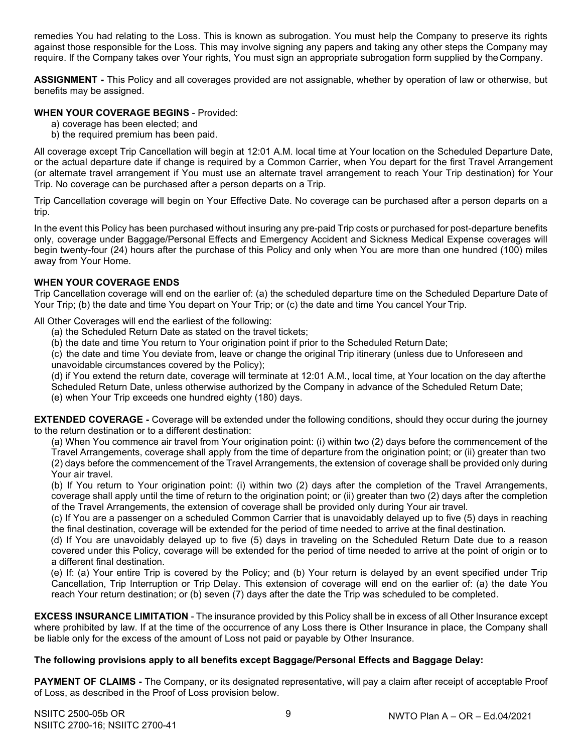remedies You had relating to the Loss. This is known as subrogation. You must help the Company to preserve its rights against those responsible for the Loss. This may involve signing any papers and taking any other steps the Company may require. If the Company takes over Your rights, You must sign an appropriate subrogation form supplied by the Company.

**ASSIGNMENT -** This Policy and all coverages provided are not assignable, whether by operation of law or otherwise, but benefits may be assigned.

**WHEN YOUR COVERAGE BEGINS** - Provided:

a) coverage has been elected; and
b) the required premium has been paid.

All coverage except Trip Cancellation will begin at 12:01 A.M. local time at Your location on the Scheduled Departure Date, or the actual departure date if change is required by a Common Carrier, when You depart for the first Travel Arrangement (or alternate travel arrangement if You must use an alternate travel arrangement to reach Your Trip destination) for Your Trip. No coverage can be purchased after a person departs on a Trip.

Trip Cancellation coverage will begin on Your Effective Date. No coverage can be purchased after a person departs on a trip.

In the event this Policy has been purchased without insuring any pre-paid Trip costs or purchased for post-departure benefits only, coverage under Baggage/Personal Effects and Emergency Accident and Sickness Medical Expense coverages will begin twenty-four (24) hours after the purchase of this Policy and only when You are more than one hundred (100) miles away from Your Home.

**WHEN YOUR COVERAGE ENDS**

Trip Cancellation coverage will end on the earlier of: (a) the scheduled departure time on the Scheduled Departure Date of Your Trip; (b) the date and time You depart on Your Trip; or (c) the date and time You cancel Your Trip.

All Other Coverages will end the earliest of the following:

(a) the Scheduled Return Date as stated on the travel tickets;
(b) the date and time You return to Your origination point if prior to the Scheduled Return Date;
(c) the date and time You deviate from, leave or change the original Trip itinerary (unless due to Unforeseen and unavoidable circumstances covered by the Policy);
(d) if You extend the return date, coverage will terminate at 12:01 A.M., local time, at Your location on the day after the Scheduled Return Date, unless otherwise authorized by the Company in advance of the Scheduled Return Date;
(e) when Your Trip exceeds one hundred eighty (180) days.

**EXTENDED COVERAGE -** Coverage will be extended under the following conditions, should they occur during the journey to the return destination or to a different destination:

(a) When You commence air travel from Your origination point: (i) within two (2) days before the commencement of the Travel Arrangements, coverage shall apply from the time of departure from the origination point; or (ii) greater than two (2) days before the commencement of the Travel Arrangements, the extension of coverage shall be provided only during Your air travel.

(b) If You return to Your origination point: (i) within two (2) days after the completion of the Travel Arrangements, coverage shall apply until the time of return to the origination point; or (ii) greater than two (2) days after the completion of the Travel Arrangements, the extension of coverage shall be provided only during Your air travel.

(c) If You are a passenger on a scheduled Common Carrier that is unavoidably delayed up to five (5) days in reaching the final destination, coverage will be extended for the period of time needed to arrive at the final destination.

(d) If You are unavoidably delayed up to five (5) days in traveling on the Scheduled Return Date due to a reason covered under this Policy, coverage will be extended for the period of time needed to arrive at the point of origin or to a different final destination.

(e) If: (a) Your entire Trip is covered by the Policy; and (b) Your return is delayed by an event specified under Trip Cancellation, Trip Interruption or Trip Delay. This extension of coverage will end on the earlier of: (a) the date You reach Your return destination; or (b) seven (7) days after the date the Trip was scheduled to be completed.

**EXCESS INSURANCE LIMITATION** - The insurance provided by this Policy shall be in excess of all Other Insurance except where prohibited by law. If at the time of the occurrence of any Loss there is Other Insurance in place, the Company shall be liable only for the excess of the amount of Loss not paid or payable by Other Insurance.

**The following provisions apply to all benefits except Baggage/Personal Effects and Baggage Delay:**

**PAYMENT OF CLAIMS -** The Company, or its designated representative, will pay a claim after receipt of acceptable Proof of Loss, as described in the Proof of Loss provision below.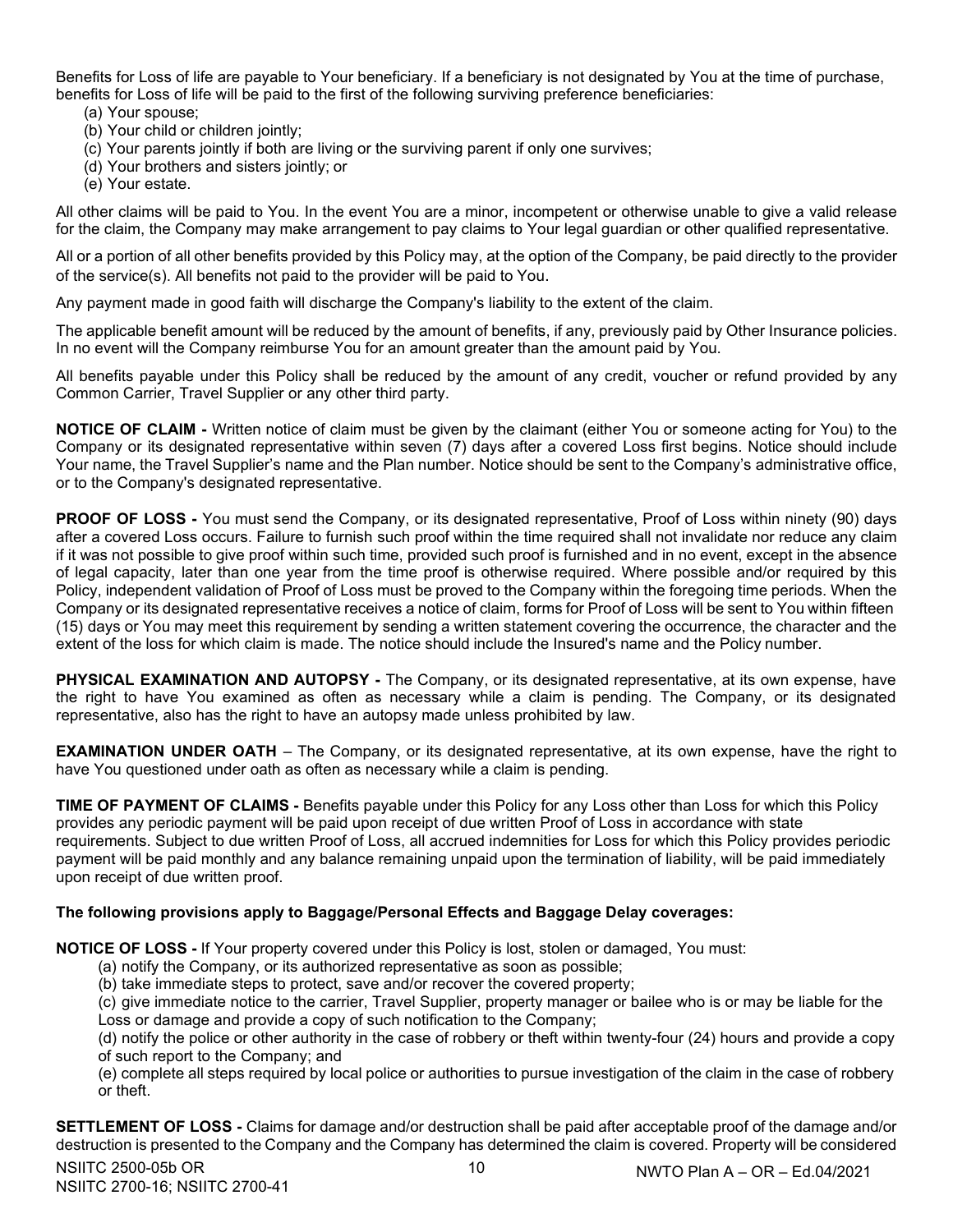Benefits for Loss of life are payable to Your beneficiary. If a beneficiary is not designated by You at the time of purchase, benefits for Loss of life will be paid to the first of the following surviving preference beneficiaries:

(a) Your spouse;
(b) Your child or children jointly;
(c) Your parents jointly if both are living or the surviving parent if only one survives;
(d) Your brothers and sisters jointly; or
(e) Your estate.

All other claims will be paid to You. In the event You are a minor, incompetent or otherwise unable to give a valid release for the claim, the Company may make arrangement to pay claims to Your legal guardian or other qualified representative.

All or a portion of all other benefits provided by this Policy may, at the option of the Company, be paid directly to the provider of the service(s). All benefits not paid to the provider will be paid to You.

Any payment made in good faith will discharge the Company's liability to the extent of the claim.

The applicable benefit amount will be reduced by the amount of benefits, if any, previously paid by Other Insurance policies. In no event will the Company reimburse You for an amount greater than the amount paid by You.

All benefits payable under this Policy shall be reduced by the amount of any credit, voucher or refund provided by any Common Carrier, Travel Supplier or any other third party.

**NOTICE OF CLAIM -** Written notice of claim must be given by the claimant (either You or someone acting for You) to the Company or its designated representative within seven (7) days after a covered Loss first begins. Notice should include Your name, the Travel Supplier's name and the Plan number. Notice should be sent to the Company's administrative office, or to the Company's designated representative.

**PROOF OF LOSS -** You must send the Company, or its designated representative, Proof of Loss within ninety (90) days after a covered Loss occurs. Failure to furnish such proof within the time required shall not invalidate nor reduce any claim if it was not possible to give proof within such time, provided such proof is furnished and in no event, except in the absence of legal capacity, later than one year from the time proof is otherwise required. Where possible and/or required by this Policy, independent validation of Proof of Loss must be proved to the Company within the foregoing time periods. When the Company or its designated representative receives a notice of claim, forms for Proof of Loss will be sent to You within fifteen (15) days or You may meet this requirement by sending a written statement covering the occurrence, the character and the extent of the loss for which claim is made. The notice should include the Insured's name and the Policy number.

**PHYSICAL EXAMINATION AND AUTOPSY -** The Company, or its designated representative, at its own expense, have the right to have You examined as often as necessary while a claim is pending. The Company, or its designated representative, also has the right to have an autopsy made unless prohibited by law.

**EXAMINATION UNDER OATH** – The Company, or its designated representative, at its own expense, have the right to have You questioned under oath as often as necessary while a claim is pending.

**TIME OF PAYMENT OF CLAIMS -** Benefits payable under this Policy for any Loss other than Loss for which this Policy provides any periodic payment will be paid upon receipt of due written Proof of Loss in accordance with state requirements. Subject to due written Proof of Loss, all accrued indemnities for Loss for which this Policy provides periodic payment will be paid monthly and any balance remaining unpaid upon the termination of liability, will be paid immediately upon receipt of due written proof.

**The following provisions apply to Baggage/Personal Effects and Baggage Delay coverages:**

**NOTICE OF LOSS -** If Your property covered under this Policy is lost, stolen or damaged, You must:

(a) notify the Company, or its authorized representative as soon as possible;
(b) take immediate steps to protect, save and/or recover the covered property;
(c) give immediate notice to the carrier, Travel Supplier, property manager or bailee who is or may be liable for the Loss or damage and provide a copy of such notification to the Company;
(d) notify the police or other authority in the case of robbery or theft within twenty-four (24) hours and provide a copy of such report to the Company; and
(e) complete all steps required by local police or authorities to pursue investigation of the claim in the case of robbery or theft.

**SETTLEMENT OF LOSS -** Claims for damage and/or destruction shall be paid after acceptable proof of the damage and/or destruction is presented to the Company and the Company has determined the claim is covered. Property will be considered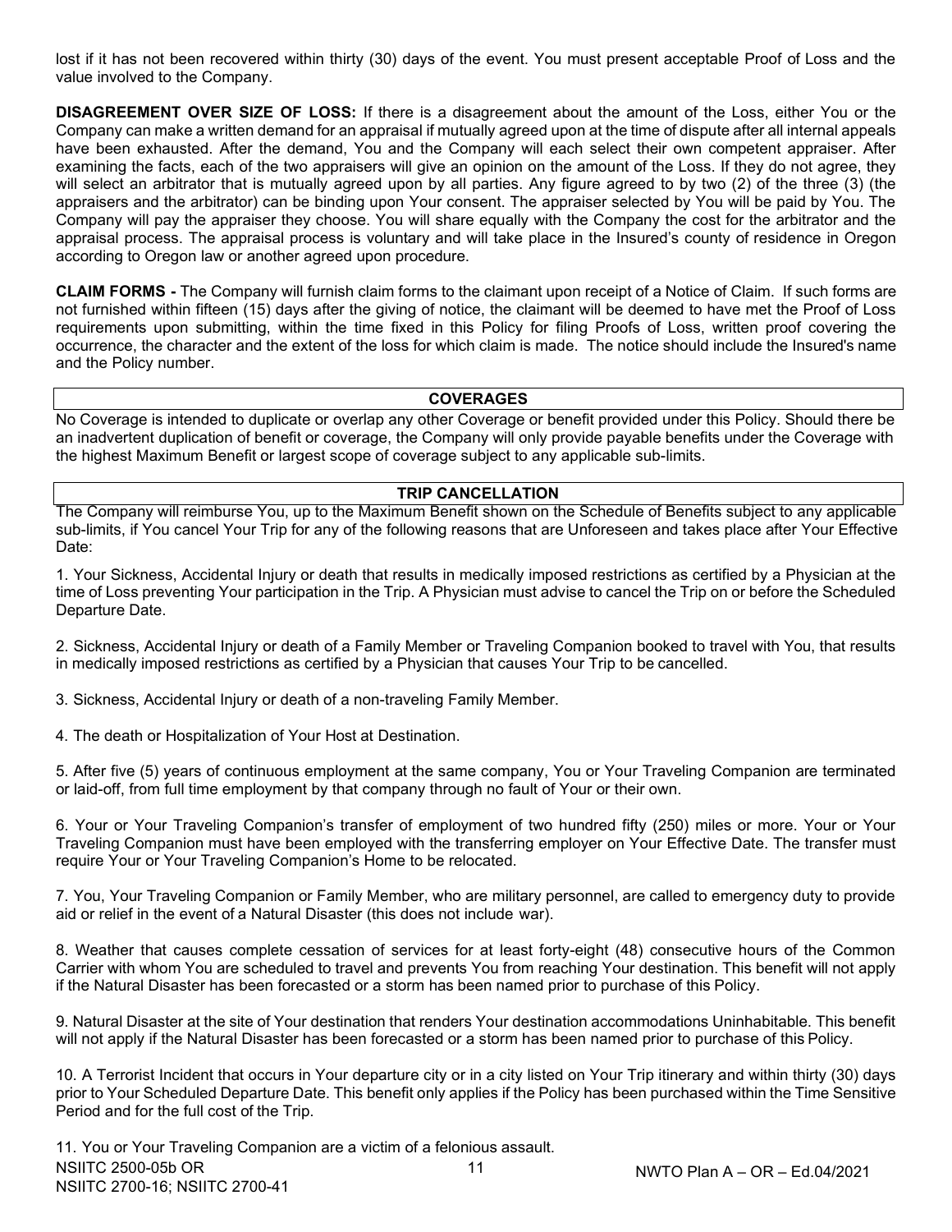lost if it has not been recovered within thirty (30) days of the event. You must present acceptable Proof of Loss and the value involved to the Company.

**DISAGREEMENT OVER SIZE OF LOSS:** If there is a disagreement about the amount of the Loss, either You or the Company can make a written demand for an appraisal if mutually agreed upon at the time of dispute after all internal appeals have been exhausted. After the demand, You and the Company will each select their own competent appraiser. After examining the facts, each of the two appraisers will give an opinion on the amount of the Loss. If they do not agree, they will select an arbitrator that is mutually agreed upon by all parties. Any figure agreed to by two (2) of the three (3) (the appraisers and the arbitrator) can be binding upon Your consent. The appraiser selected by You will be paid by You. The Company will pay the appraiser they choose. You will share equally with the Company the cost for the arbitrator and the appraisal process. The appraisal process is voluntary and will take place in the Insured's county of residence in Oregon according to Oregon law or another agreed upon procedure.

**CLAIM FORMS -** The Company will furnish claim forms to the claimant upon receipt of a Notice of Claim. If such forms are not furnished within fifteen (15) days after the giving of notice, the claimant will be deemed to have met the Proof of Loss requirements upon submitting, within the time fixed in this Policy for filing Proofs of Loss, written proof covering the occurrence, the character and the extent of the loss for which claim is made. The notice should include the Insured's name and the Policy number.

## COVERAGES

No Coverage is intended to duplicate or overlap any other Coverage or benefit provided under this Policy. Should there be an inadvertent duplication of benefit or coverage, the Company will only provide payable benefits under the Coverage with the highest Maximum Benefit or largest scope of coverage subject to any applicable sub-limits.

## TRIP CANCELLATION

The Company will reimburse You, up to the Maximum Benefit shown on the Schedule of Benefits subject to any applicable sub-limits, if You cancel Your Trip for any of the following reasons that are Unforeseen and takes place after Your Effective Date:

1. Your Sickness, Accidental Injury or death that results in medically imposed restrictions as certified by a Physician at the time of Loss preventing Your participation in the Trip. A Physician must advise to cancel the Trip on or before the Scheduled Departure Date.

2. Sickness, Accidental Injury or death of a Family Member or Traveling Companion booked to travel with You, that results in medically imposed restrictions as certified by a Physician that causes Your Trip to be cancelled.

3. Sickness, Accidental Injury or death of a non-traveling Family Member.

4. The death or Hospitalization of Your Host at Destination.

5. After five (5) years of continuous employment at the same company, You or Your Traveling Companion are terminated or laid-off, from full time employment by that company through no fault of Your or their own.

6. Your or Your Traveling Companion's transfer of employment of two hundred fifty (250) miles or more. Your or Your Traveling Companion must have been employed with the transferring employer on Your Effective Date. The transfer must require Your or Your Traveling Companion's Home to be relocated.

7. You, Your Traveling Companion or Family Member, who are military personnel, are called to emergency duty to provide aid or relief in the event of a Natural Disaster (this does not include war).

8. Weather that causes complete cessation of services for at least forty-eight (48) consecutive hours of the Common Carrier with whom You are scheduled to travel and prevents You from reaching Your destination. This benefit will not apply if the Natural Disaster has been forecasted or a storm has been named prior to purchase of this Policy.

9. Natural Disaster at the site of Your destination that renders Your destination accommodations Uninhabitable. This benefit will not apply if the Natural Disaster has been forecasted or a storm has been named prior to purchase of this Policy.

10. A Terrorist Incident that occurs in Your departure city or in a city listed on Your Trip itinerary and within thirty (30) days prior to Your Scheduled Departure Date. This benefit only applies if the Policy has been purchased within the Time Sensitive Period and for the full cost of the Trip.

11. You or Your Traveling Companion are a victim of a felonious assault.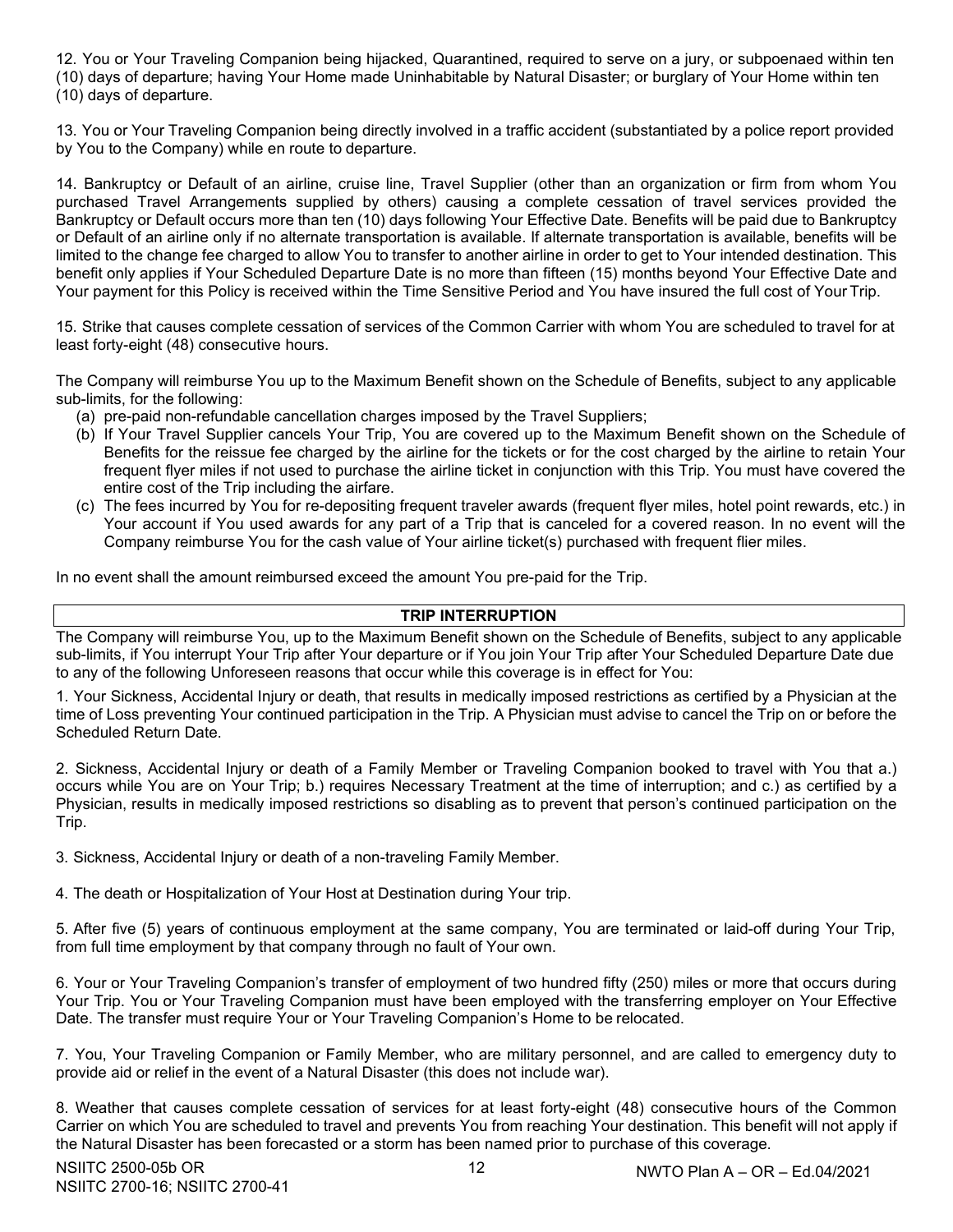12. You or Your Traveling Companion being hijacked, Quarantined, required to serve on a jury, or subpoenaed within ten (10) days of departure; having Your Home made Uninhabitable by Natural Disaster; or burglary of Your Home within ten (10) days of departure.

13. You or Your Traveling Companion being directly involved in a traffic accident (substantiated by a police report provided by You to the Company) while en route to departure.

14. Bankruptcy or Default of an airline, cruise line, Travel Supplier (other than an organization or firm from whom You purchased Travel Arrangements supplied by others) causing a complete cessation of travel services provided the Bankruptcy or Default occurs more than ten (10) days following Your Effective Date. Benefits will be paid due to Bankruptcy or Default of an airline only if no alternate transportation is available. If alternate transportation is available, benefits will be limited to the change fee charged to allow You to transfer to another airline in order to get to Your intended destination. This benefit only applies if Your Scheduled Departure Date is no more than fifteen (15) months beyond Your Effective Date and Your payment for this Policy is received within the Time Sensitive Period and You have insured the full cost of Your Trip.

15. Strike that causes complete cessation of services of the Common Carrier with whom You are scheduled to travel for at least forty-eight (48) consecutive hours.

The Company will reimburse You up to the Maximum Benefit shown on the Schedule of Benefits, subject to any applicable sub-limits, for the following:

(a) pre-paid non-refundable cancellation charges imposed by the Travel Suppliers;
(b) If Your Travel Supplier cancels Your Trip, You are covered up to the Maximum Benefit shown on the Schedule of Benefits for the reissue fee charged by the airline for the tickets or for the cost charged by the airline to retain Your frequent flyer miles if not used to purchase the airline ticket in conjunction with this Trip. You must have covered the entire cost of the Trip including the airfare.
(c) The fees incurred by You for re-depositing frequent traveler awards (frequent flyer miles, hotel point rewards, etc.) in Your account if You used awards for any part of a Trip that is canceled for a covered reason. In no event will the Company reimburse You for the cash value of Your airline ticket(s) purchased with frequent flier miles.

In no event shall the amount reimbursed exceed the amount You pre-paid for the Trip.

## TRIP INTERRUPTION

The Company will reimburse You, up to the Maximum Benefit shown on the Schedule of Benefits, subject to any applicable sub-limits, if You interrupt Your Trip after Your departure or if You join Your Trip after Your Scheduled Departure Date due to any of the following Unforeseen reasons that occur while this coverage is in effect for You:

1. Your Sickness, Accidental Injury or death, that results in medically imposed restrictions as certified by a Physician at the time of Loss preventing Your continued participation in the Trip. A Physician must advise to cancel the Trip on or before the Scheduled Return Date.

2. Sickness, Accidental Injury or death of a Family Member or Traveling Companion booked to travel with You that a.) occurs while You are on Your Trip; b.) requires Necessary Treatment at the time of interruption; and c.) as certified by a Physician, results in medically imposed restrictions so disabling as to prevent that person's continued participation on the Trip.

3. Sickness, Accidental Injury or death of a non-traveling Family Member.

4. The death or Hospitalization of Your Host at Destination during Your trip.

5. After five (5) years of continuous employment at the same company, You are terminated or laid-off during Your Trip, from full time employment by that company through no fault of Your own.

6. Your or Your Traveling Companion's transfer of employment of two hundred fifty (250) miles or more that occurs during Your Trip. You or Your Traveling Companion must have been employed with the transferring employer on Your Effective Date. The transfer must require Your or Your Traveling Companion's Home to be relocated.

7. You, Your Traveling Companion or Family Member, who are military personnel, and are called to emergency duty to provide aid or relief in the event of a Natural Disaster (this does not include war).

8. Weather that causes complete cessation of services for at least forty-eight (48) consecutive hours of the Common Carrier on which You are scheduled to travel and prevents You from reaching Your destination. This benefit will not apply if the Natural Disaster has been forecasted or a storm has been named prior to purchase of this coverage.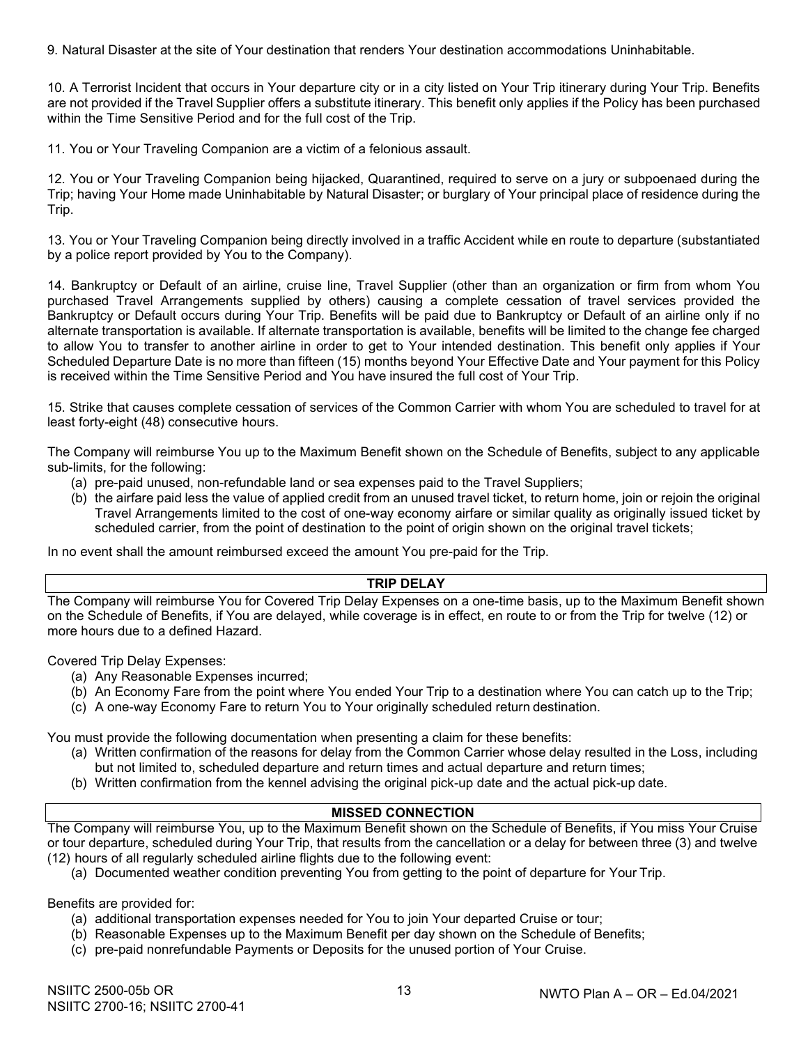9. Natural Disaster at the site of Your destination that renders Your destination accommodations Uninhabitable.

10. A Terrorist Incident that occurs in Your departure city or in a city listed on Your Trip itinerary during Your Trip. Benefits are not provided if the Travel Supplier offers a substitute itinerary. This benefit only applies if the Policy has been purchased within the Time Sensitive Period and for the full cost of the Trip.

11. You or Your Traveling Companion are a victim of a felonious assault.

12. You or Your Traveling Companion being hijacked, Quarantined, required to serve on a jury or subpoenaed during the Trip; having Your Home made Uninhabitable by Natural Disaster; or burglary of Your principal place of residence during the Trip.

13. You or Your Traveling Companion being directly involved in a traffic Accident while en route to departure (substantiated by a police report provided by You to the Company).

14. Bankruptcy or Default of an airline, cruise line, Travel Supplier (other than an organization or firm from whom You purchased Travel Arrangements supplied by others) causing a complete cessation of travel services provided the Bankruptcy or Default occurs during Your Trip. Benefits will be paid due to Bankruptcy or Default of an airline only if no alternate transportation is available. If alternate transportation is available, benefits will be limited to the change fee charged to allow You to transfer to another airline in order to get to Your intended destination. This benefit only applies if Your Scheduled Departure Date is no more than fifteen (15) months beyond Your Effective Date and Your payment for this Policy is received within the Time Sensitive Period and You have insured the full cost of Your Trip.

15. Strike that causes complete cessation of services of the Common Carrier with whom You are scheduled to travel for at least forty-eight (48) consecutive hours.

The Company will reimburse You up to the Maximum Benefit shown on the Schedule of Benefits, subject to any applicable sub-limits, for the following:

(a) pre-paid unused, non-refundable land or sea expenses paid to the Travel Suppliers;
(b) the airfare paid less the value of applied credit from an unused travel ticket, to return home, join or rejoin the original Travel Arrangements limited to the cost of one-way economy airfare or similar quality as originally issued ticket by scheduled carrier, from the point of destination to the point of origin shown on the original travel tickets;

In no event shall the amount reimbursed exceed the amount You pre-paid for the Trip.

## TRIP DELAY

The Company will reimburse You for Covered Trip Delay Expenses on a one-time basis, up to the Maximum Benefit shown on the Schedule of Benefits, if You are delayed, while coverage is in effect, en route to or from the Trip for twelve (12) or more hours due to a defined Hazard.

Covered Trip Delay Expenses:

(a) Any Reasonable Expenses incurred;
(b) An Economy Fare from the point where You ended Your Trip to a destination where You can catch up to the Trip;
(c) A one-way Economy Fare to return You to Your originally scheduled return destination.

You must provide the following documentation when presenting a claim for these benefits:

(a) Written confirmation of the reasons for delay from the Common Carrier whose delay resulted in the Loss, including but not limited to, scheduled departure and return times and actual departure and return times;
(b) Written confirmation from the kennel advising the original pick-up date and the actual pick-up date.

## MISSED CONNECTION

The Company will reimburse You, up to the Maximum Benefit shown on the Schedule of Benefits, if You miss Your Cruise or tour departure, scheduled during Your Trip, that results from the cancellation or a delay for between three (3) and twelve (12) hours of all regularly scheduled airline flights due to the following event:

(a) Documented weather condition preventing You from getting to the point of departure for Your Trip.

Benefits are provided for:

(a) additional transportation expenses needed for You to join Your departed Cruise or tour;
(b) Reasonable Expenses up to the Maximum Benefit per day shown on the Schedule of Benefits;
(c) pre-paid nonrefundable Payments or Deposits for the unused portion of Your Cruise.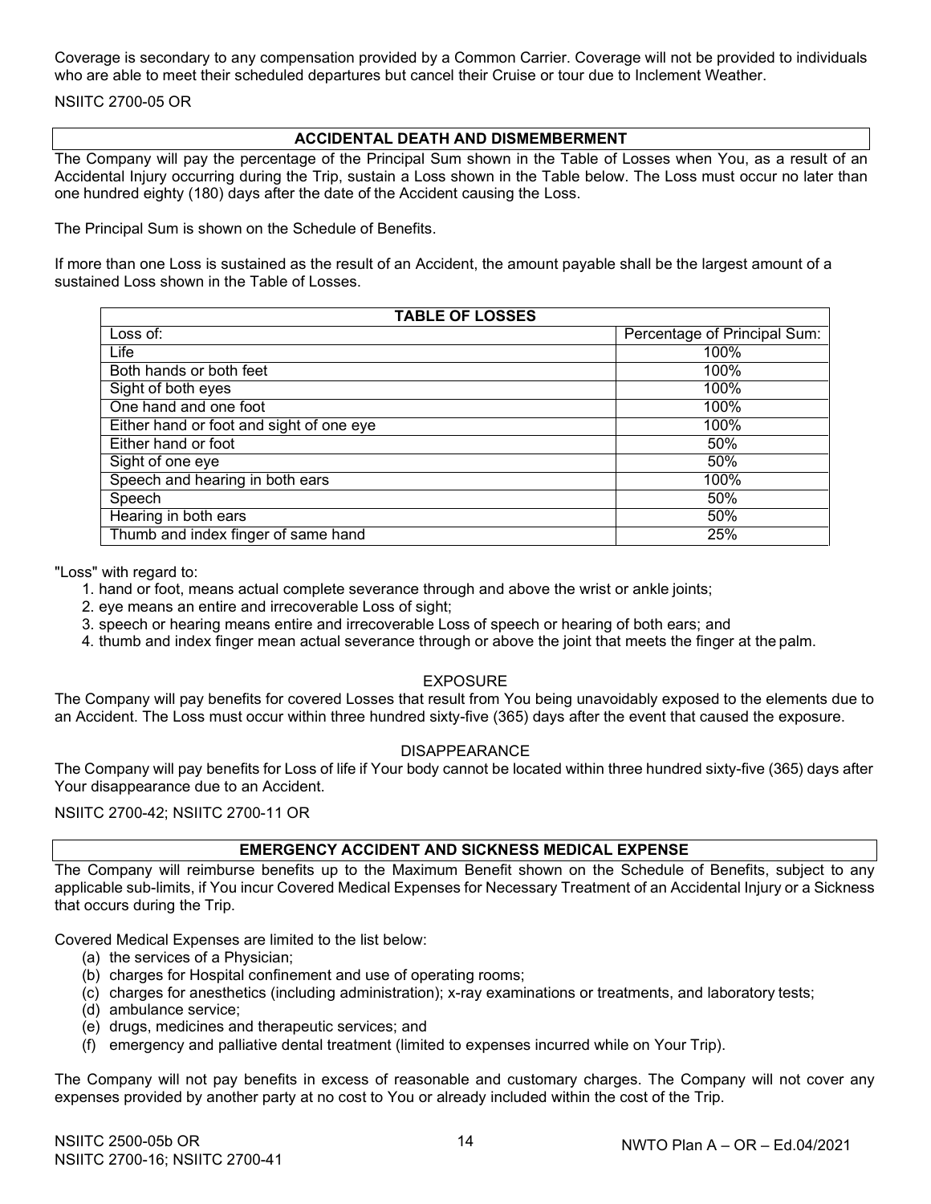Coverage is secondary to any compensation provided by a Common Carrier. Coverage will not be provided to individuals who are able to meet their scheduled departures but cancel their Cruise or tour due to Inclement Weather.

NSIITC 2700-05 OR

## ACCIDENTAL DEATH AND DISMEMBERMENT

The Company will pay the percentage of the Principal Sum shown in the Table of Losses when You, as a result of an Accidental Injury occurring during the Trip, sustain a Loss shown in the Table below. The Loss must occur no later than one hundred eighty (180) days after the date of the Accident causing the Loss.

The Principal Sum is shown on the Schedule of Benefits.

If more than one Loss is sustained as the result of an Accident, the amount payable shall be the largest amount of a sustained Loss shown in the Table of Losses.

| TABLE OF LOSSES | |
|---|---|
| Loss of: | Percentage of Principal Sum: |
| Life | 100% |
| Both hands or both feet | 100% |
| Sight of both eyes | 100% |
| One hand and one foot | 100% |
| Either hand or foot and sight of one eye | 100% |
| Either hand or foot | 50% |
| Sight of one eye | 50% |
| Speech and hearing in both ears | 100% |
| Speech | 50% |
| Hearing in both ears | 50% |
| Thumb and index finger of same hand | 25% |

"Loss" with regard to:

1. hand or foot, means actual complete severance through and above the wrist or ankle joints;
2. eye means an entire and irrecoverable Loss of sight;
3. speech or hearing means entire and irrecoverable Loss of speech or hearing of both ears; and
4. thumb and index finger mean actual severance through or above the joint that meets the finger at the palm.

### EXPOSURE

The Company will pay benefits for covered Losses that result from You being unavoidably exposed to the elements due to an Accident. The Loss must occur within three hundred sixty-five (365) days after the event that caused the exposure.

### DISAPPEARANCE

The Company will pay benefits for Loss of life if Your body cannot be located within three hundred sixty-five (365) days after Your disappearance due to an Accident.

NSIITC 2700-42; NSIITC 2700-11 OR

## EMERGENCY ACCIDENT AND SICKNESS MEDICAL EXPENSE

The Company will reimburse benefits up to the Maximum Benefit shown on the Schedule of Benefits, subject to any applicable sub-limits, if You incur Covered Medical Expenses for Necessary Treatment of an Accidental Injury or a Sickness that occurs during the Trip.

Covered Medical Expenses are limited to the list below:

(a) the services of a Physician;
(b) charges for Hospital confinement and use of operating rooms;
(c) charges for anesthetics (including administration); x-ray examinations or treatments, and laboratory tests;
(d) ambulance service;
(e) drugs, medicines and therapeutic services; and
(f) emergency and palliative dental treatment (limited to expenses incurred while on Your Trip).

The Company will not pay benefits in excess of reasonable and customary charges. The Company will not cover any expenses provided by another party at no cost to You or already included within the cost of the Trip.

NSIITC 2500-05b OR
NSIITC 2700-16; NSIITC 2700-41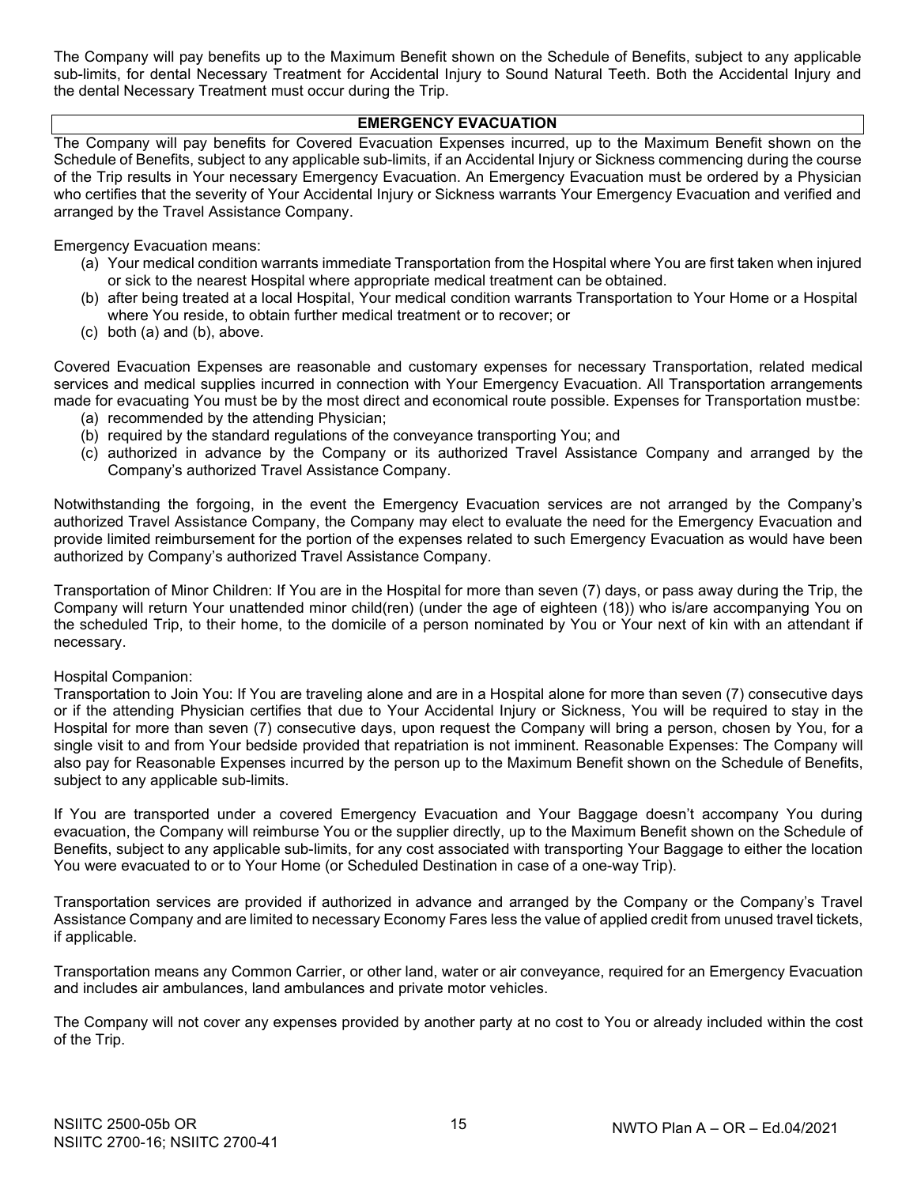The Company will pay benefits up to the Maximum Benefit shown on the Schedule of Benefits, subject to any applicable sub-limits, for dental Necessary Treatment for Accidental Injury to Sound Natural Teeth. Both the Accidental Injury and the dental Necessary Treatment must occur during the Trip.

## EMERGENCY EVACUATION

The Company will pay benefits for Covered Evacuation Expenses incurred, up to the Maximum Benefit shown on the Schedule of Benefits, subject to any applicable sub-limits, if an Accidental Injury or Sickness commencing during the course of the Trip results in Your necessary Emergency Evacuation. An Emergency Evacuation must be ordered by a Physician who certifies that the severity of Your Accidental Injury or Sickness warrants Your Emergency Evacuation and verified and arranged by the Travel Assistance Company.

Emergency Evacuation means:

(a) Your medical condition warrants immediate Transportation from the Hospital where You are first taken when injured or sick to the nearest Hospital where appropriate medical treatment can be obtained.
(b) after being treated at a local Hospital, Your medical condition warrants Transportation to Your Home or a Hospital where You reside, to obtain further medical treatment or to recover; or
(c) both (a) and (b), above.

Covered Evacuation Expenses are reasonable and customary expenses for necessary Transportation, related medical services and medical supplies incurred in connection with Your Emergency Evacuation. All Transportation arrangements made for evacuating You must be by the most direct and economical route possible. Expenses for Transportation mustbe:

(a) recommended by the attending Physician;
(b) required by the standard regulations of the conveyance transporting You; and
(c) authorized in advance by the Company or its authorized Travel Assistance Company and arranged by the Company's authorized Travel Assistance Company.

Notwithstanding the forgoing, in the event the Emergency Evacuation services are not arranged by the Company's authorized Travel Assistance Company, the Company may elect to evaluate the need for the Emergency Evacuation and provide limited reimbursement for the portion of the expenses related to such Emergency Evacuation as would have been authorized by Company's authorized Travel Assistance Company.

Transportation of Minor Children: If You are in the Hospital for more than seven (7) days, or pass away during the Trip, the Company will return Your unattended minor child(ren) (under the age of eighteen (18)) who is/are accompanying You on the scheduled Trip, to their home, to the domicile of a person nominated by You or Your next of kin with an attendant if necessary.

Hospital Companion:
Transportation to Join You: If You are traveling alone and are in a Hospital alone for more than seven (7) consecutive days or if the attending Physician certifies that due to Your Accidental Injury or Sickness, You will be required to stay in the Hospital for more than seven (7) consecutive days, upon request the Company will bring a person, chosen by You, for a single visit to and from Your bedside provided that repatriation is not imminent. Reasonable Expenses: The Company will also pay for Reasonable Expenses incurred by the person up to the Maximum Benefit shown on the Schedule of Benefits, subject to any applicable sub-limits.

If You are transported under a covered Emergency Evacuation and Your Baggage doesn't accompany You during evacuation, the Company will reimburse You or the supplier directly, up to the Maximum Benefit shown on the Schedule of Benefits, subject to any applicable sub-limits, for any cost associated with transporting Your Baggage to either the location You were evacuated to or to Your Home (or Scheduled Destination in case of a one-way Trip).

Transportation services are provided if authorized in advance and arranged by the Company or the Company's Travel Assistance Company and are limited to necessary Economy Fares less the value of applied credit from unused travel tickets, if applicable.

Transportation means any Common Carrier, or other land, water or air conveyance, required for an Emergency Evacuation and includes air ambulances, land ambulances and private motor vehicles.

The Company will not cover any expenses provided by another party at no cost to You or already included within the cost of the Trip.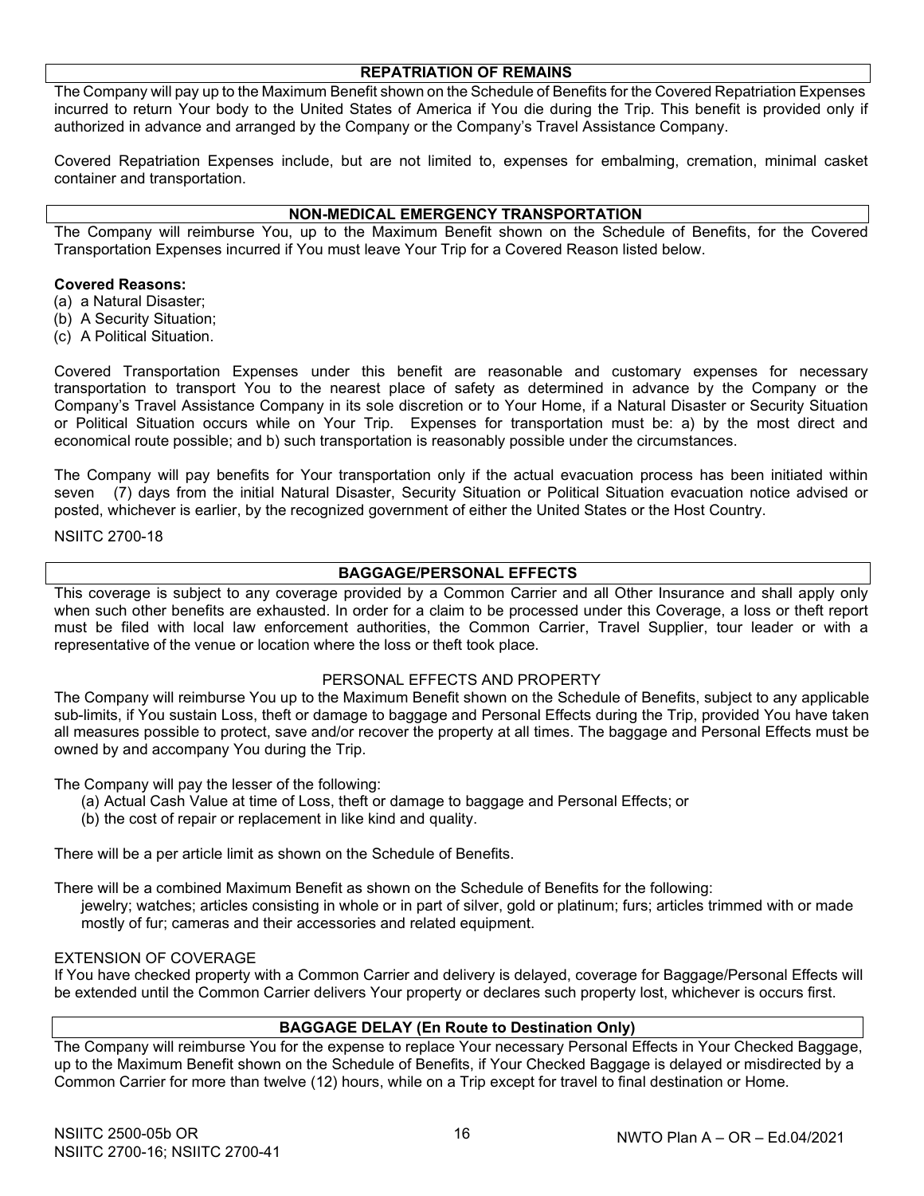## REPATRIATION OF REMAINS

The Company will pay up to the Maximum Benefit shown on the Schedule of Benefits for the Covered Repatriation Expenses incurred to return Your body to the United States of America if You die during the Trip. This benefit is provided only if authorized in advance and arranged by the Company or the Company's Travel Assistance Company.

Covered Repatriation Expenses include, but are not limited to, expenses for embalming, cremation, minimal casket container and transportation.

## NON-MEDICAL EMERGENCY TRANSPORTATION

The Company will reimburse You, up to the Maximum Benefit shown on the Schedule of Benefits, for the Covered Transportation Expenses incurred if You must leave Your Trip for a Covered Reason listed below.

**Covered Reasons:**

(a) a Natural Disaster;
(b) A Security Situation;
(c) A Political Situation.

Covered Transportation Expenses under this benefit are reasonable and customary expenses for necessary transportation to transport You to the nearest place of safety as determined in advance by the Company or the Company's Travel Assistance Company in its sole discretion or to Your Home, if a Natural Disaster or Security Situation or Political Situation occurs while on Your Trip. Expenses for transportation must be: a) by the most direct and economical route possible; and b) such transportation is reasonably possible under the circumstances.

The Company will pay benefits for Your transportation only if the actual evacuation process has been initiated within seven (7) days from the initial Natural Disaster, Security Situation or Political Situation evacuation notice advised or posted, whichever is earlier, by the recognized government of either the United States or the Host Country.

NSIITC 2700-18

## BAGGAGE/PERSONAL EFFECTS

This coverage is subject to any coverage provided by a Common Carrier and all Other Insurance and shall apply only when such other benefits are exhausted. In order for a claim to be processed under this Coverage, a loss or theft report must be filed with local law enforcement authorities, the Common Carrier, Travel Supplier, tour leader or with a representative of the venue or location where the loss or theft took place.

PERSONAL EFFECTS AND PROPERTY

The Company will reimburse You up to the Maximum Benefit shown on the Schedule of Benefits, subject to any applicable sub-limits, if You sustain Loss, theft or damage to baggage and Personal Effects during the Trip, provided You have taken all measures possible to protect, save and/or recover the property at all times. The baggage and Personal Effects must be owned by and accompany You during the Trip.

The Company will pay the lesser of the following:

(a) Actual Cash Value at time of Loss, theft or damage to baggage and Personal Effects; or
(b) the cost of repair or replacement in like kind and quality.

There will be a per article limit as shown on the Schedule of Benefits.

There will be a combined Maximum Benefit as shown on the Schedule of Benefits for the following:
jewelry; watches; articles consisting in whole or in part of silver, gold or platinum; furs; articles trimmed with or made mostly of fur; cameras and their accessories and related equipment.

EXTENSION OF COVERAGE

If You have checked property with a Common Carrier and delivery is delayed, coverage for Baggage/Personal Effects will be extended until the Common Carrier delivers Your property or declares such property lost, whichever is occurs first.

## BAGGAGE DELAY (En Route to Destination Only)

The Company will reimburse You for the expense to replace Your necessary Personal Effects in Your Checked Baggage, up to the Maximum Benefit shown on the Schedule of Benefits, if Your Checked Baggage is delayed or misdirected by a Common Carrier for more than twelve (12) hours, while on a Trip except for travel to final destination or Home.

NSIITC 2500-05b OR
NSIITC 2700-16; NSIITC 2700-41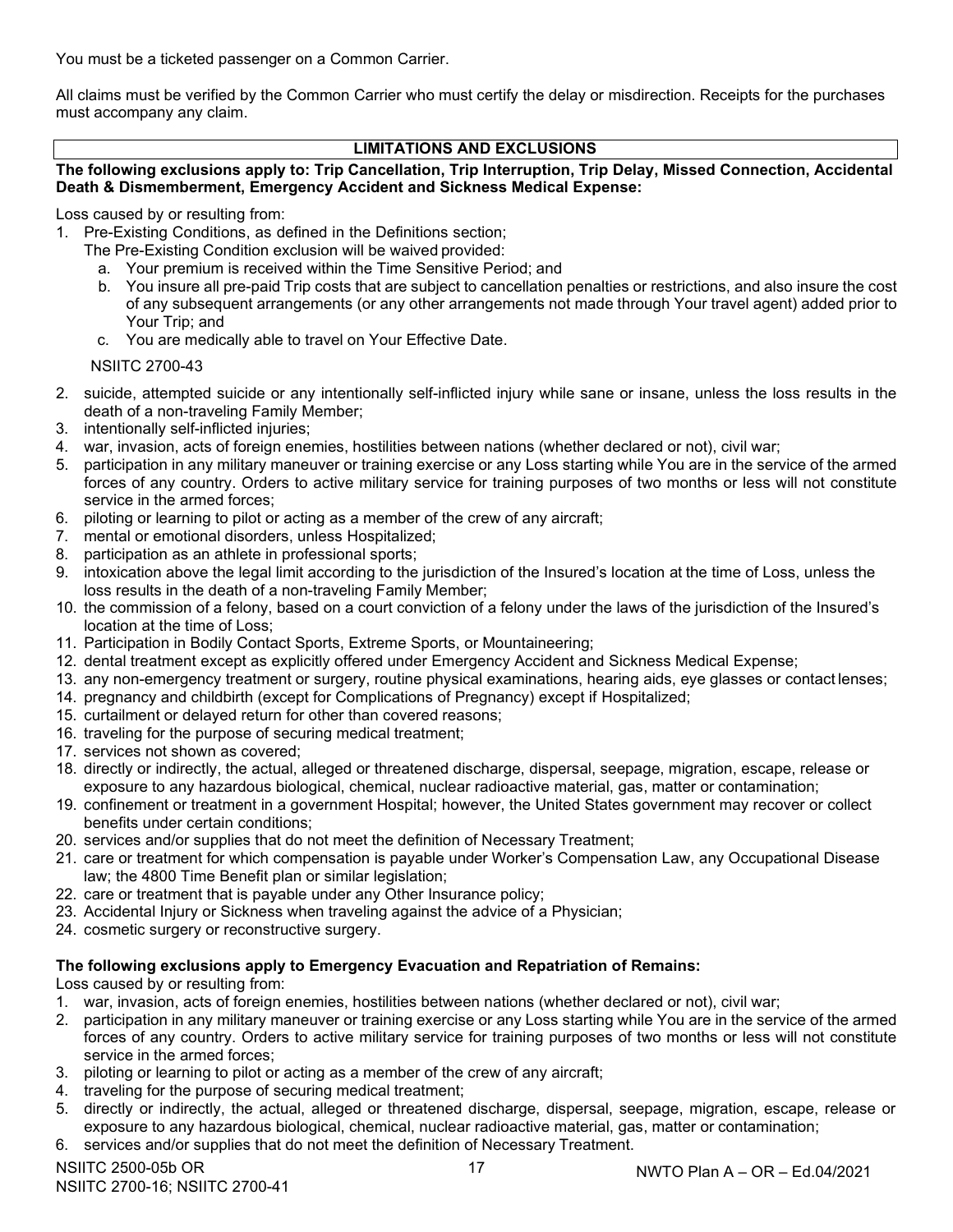You must be a ticketed passenger on a Common Carrier.

All claims must be verified by the Common Carrier who must certify the delay or misdirection. Receipts for the purchases must accompany any claim.

## LIMITATIONS AND EXCLUSIONS

**The following exclusions apply to: Trip Cancellation, Trip Interruption, Trip Delay, Missed Connection, Accidental Death & Dismemberment, Emergency Accident and Sickness Medical Expense:**

Loss caused by or resulting from:

1. Pre-Existing Conditions, as defined in the Definitions section;
   The Pre-Existing Condition exclusion will be waived provided:
   a. Your premium is received within the Time Sensitive Period; and
   b. You insure all pre-paid Trip costs that are subject to cancellation penalties or restrictions, and also insure the cost of any subsequent arrangements (or any other arrangements not made through Your travel agent) added prior to Your Trip; and
   c. You are medically able to travel on Your Effective Date.

   NSIITC 2700-43

2. suicide, attempted suicide or any intentionally self-inflicted injury while sane or insane, unless the loss results in the death of a non-traveling Family Member;
3. intentionally self-inflicted injuries;
4. war, invasion, acts of foreign enemies, hostilities between nations (whether declared or not), civil war;
5. participation in any military maneuver or training exercise or any Loss starting while You are in the service of the armed forces of any country. Orders to active military service for training purposes of two months or less will not constitute service in the armed forces;
6. piloting or learning to pilot or acting as a member of the crew of any aircraft;
7. mental or emotional disorders, unless Hospitalized;
8. participation as an athlete in professional sports;
9. intoxication above the legal limit according to the jurisdiction of the Insured's location at the time of Loss, unless the loss results in the death of a non-traveling Family Member;
10. the commission of a felony, based on a court conviction of a felony under the laws of the jurisdiction of the Insured's location at the time of Loss;
11. Participation in Bodily Contact Sports, Extreme Sports, or Mountaineering;
12. dental treatment except as explicitly offered under Emergency Accident and Sickness Medical Expense;
13. any non-emergency treatment or surgery, routine physical examinations, hearing aids, eye glasses or contact lenses;
14. pregnancy and childbirth (except for Complications of Pregnancy) except if Hospitalized;
15. curtailment or delayed return for other than covered reasons;
16. traveling for the purpose of securing medical treatment;
17. services not shown as covered;
18. directly or indirectly, the actual, alleged or threatened discharge, dispersal, seepage, migration, escape, release or exposure to any hazardous biological, chemical, nuclear radioactive material, gas, matter or contamination;
19. confinement or treatment in a government Hospital; however, the United States government may recover or collect benefits under certain conditions;
20. services and/or supplies that do not meet the definition of Necessary Treatment;
21. care or treatment for which compensation is payable under Worker's Compensation Law, any Occupational Disease law; the 4800 Time Benefit plan or similar legislation;
22. care or treatment that is payable under any Other Insurance policy;
23. Accidental Injury or Sickness when traveling against the advice of a Physician;
24. cosmetic surgery or reconstructive surgery.

**The following exclusions apply to Emergency Evacuation and Repatriation of Remains:**

Loss caused by or resulting from:

1. war, invasion, acts of foreign enemies, hostilities between nations (whether declared or not), civil war;
2. participation in any military maneuver or training exercise or any Loss starting while You are in the service of the armed forces of any country. Orders to active military service for training purposes of two months or less will not constitute service in the armed forces;
3. piloting or learning to pilot or acting as a member of the crew of any aircraft;
4. traveling for the purpose of securing medical treatment;
5. directly or indirectly, the actual, alleged or threatened discharge, dispersal, seepage, migration, escape, release or exposure to any hazardous biological, chemical, nuclear radioactive material, gas, matter or contamination;
6. services and/or supplies that do not meet the definition of Necessary Treatment.

NSIITC 2500-05b OR
NSIITC 2700-16; NSIITC 2700-41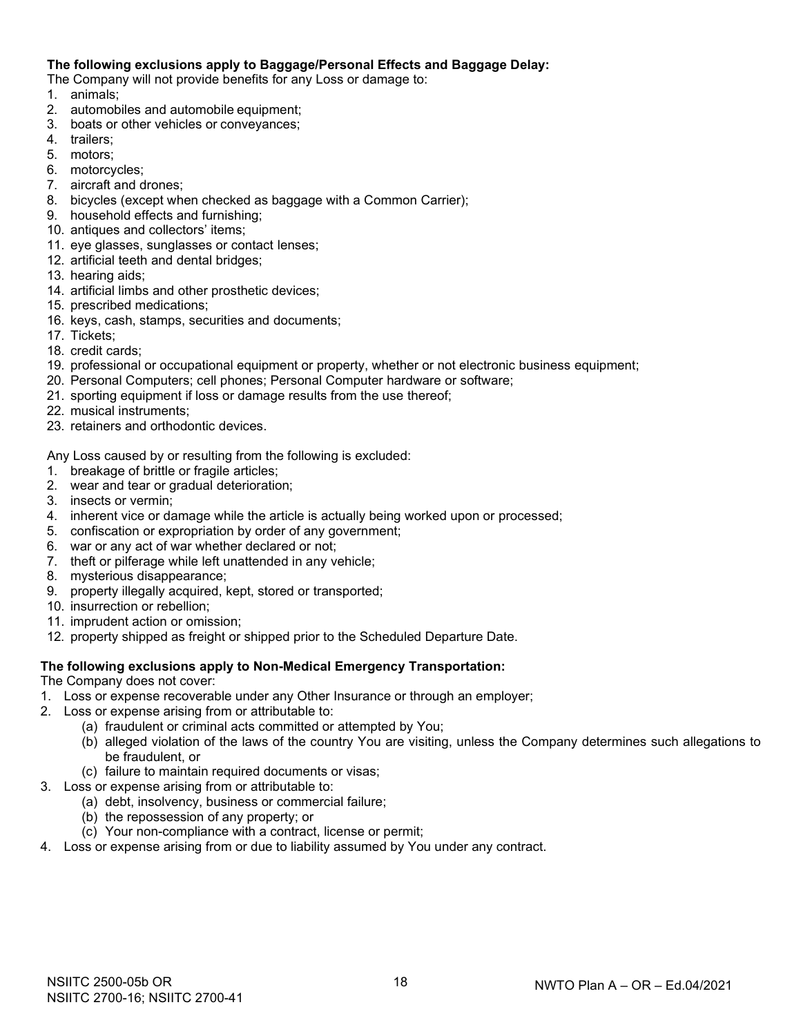**The following exclusions apply to Baggage/Personal Effects and Baggage Delay:**

The Company will not provide benefits for any Loss or damage to:

1. animals;
2. automobiles and automobile equipment;
3. boats or other vehicles or conveyances;
4. trailers;
5. motors;
6. motorcycles;
7. aircraft and drones;
8. bicycles (except when checked as baggage with a Common Carrier);
9. household effects and furnishing;
10. antiques and collectors' items;
11. eye glasses, sunglasses or contact lenses;
12. artificial teeth and dental bridges;
13. hearing aids;
14. artificial limbs and other prosthetic devices;
15. prescribed medications;
16. keys, cash, stamps, securities and documents;
17. Tickets;
18. credit cards;
19. professional or occupational equipment or property, whether or not electronic business equipment;
20. Personal Computers; cell phones; Personal Computer hardware or software;
21. sporting equipment if loss or damage results from the use thereof;
22. musical instruments;
23. retainers and orthodontic devices.

Any Loss caused by or resulting from the following is excluded:

1. breakage of brittle or fragile articles;
2. wear and tear or gradual deterioration;
3. insects or vermin;
4. inherent vice or damage while the article is actually being worked upon or processed;
5. confiscation or expropriation by order of any government;
6. war or any act of war whether declared or not;
7. theft or pilferage while left unattended in any vehicle;
8. mysterious disappearance;
9. property illegally acquired, kept, stored or transported;
10. insurrection or rebellion;
11. imprudent action or omission;
12. property shipped as freight or shipped prior to the Scheduled Departure Date.

**The following exclusions apply to Non-Medical Emergency Transportation:**

The Company does not cover:

1. Loss or expense recoverable under any Other Insurance or through an employer;
2. Loss or expense arising from or attributable to:
   - (a) fraudulent or criminal acts committed or attempted by You;
   - (b) alleged violation of the laws of the country You are visiting, unless the Company determines such allegations to be fraudulent, or
   - (c) failure to maintain required documents or visas;
3. Loss or expense arising from or attributable to:
   - (a) debt, insolvency, business or commercial failure;
   - (b) the repossession of any property; or
   - (c) Your non-compliance with a contract, license or permit;
4. Loss or expense arising from or due to liability assumed by You under any contract.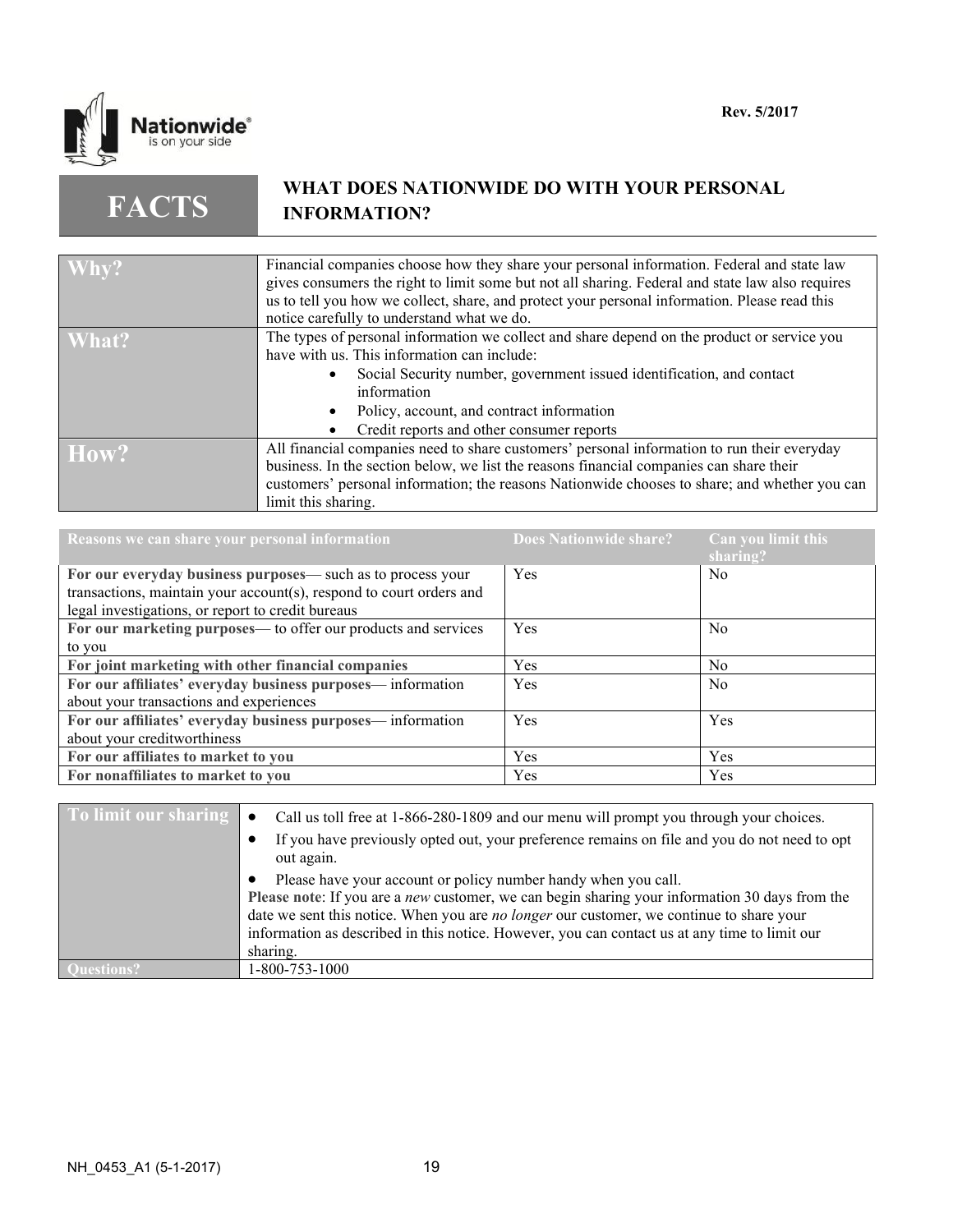Rev. 5/2017

# FACTS — WHAT DOES NATIONWIDE DO WITH YOUR PERSONAL INFORMATION?

| | |
|---|---|
| **Why?** | Financial companies choose how they share your personal information. Federal and state law gives consumers the right to limit some but not all sharing. Federal and state law also requires us to tell you how we collect, share, and protect your personal information. Please read this notice carefully to understand what we do. |
| **What?** | The types of personal information we collect and share depend on the product or service you have with us. This information can include: <br>• Social Security number, government issued identification, and contact information <br>• Policy, account, and contract information <br>• Credit reports and other consumer reports |
| **How?** | All financial companies need to share customers' personal information to run their everyday business. In the section below, we list the reasons financial companies can share their customers' personal information; the reasons Nationwide chooses to share; and whether you can limit this sharing. |

| Reasons we can share your personal information | Does Nationwide share? | Can you limit this sharing? |
|---|---|---|
| **For our everyday business purposes**— such as to process your transactions, maintain your account(s), respond to court orders and legal investigations, or report to credit bureaus | Yes | No |
| **For our marketing purposes**— to offer our products and services to you | Yes | No |
| **For joint marketing with other financial companies** | Yes | No |
| **For our affiliates' everyday business purposes**— information about your transactions and experiences | Yes | No |
| **For our affiliates' everyday business purposes**— information about your creditworthiness | Yes | Yes |
| **For our affiliates to market to you** | Yes | Yes |
| **For nonaffiliates to market to you** | Yes | Yes |

| | |
|---|---|
| **To limit our sharing** | • Call us toll free at 1-866-280-1809 and our menu will prompt you through your choices. <br>• If you have previously opted out, your preference remains on file and you do not need to opt out again. <br>• Please have your account or policy number handy when you call. <br>**Please note**: If you are a *new* customer, we can begin sharing your information 30 days from the date we sent this notice. When you are *no longer* our customer, we continue to share your information as described in this notice. However, you can contact us at any time to limit our sharing. |
| **Questions?** | 1-800-753-1000 |

NH_0453_A1 (5-1-2017)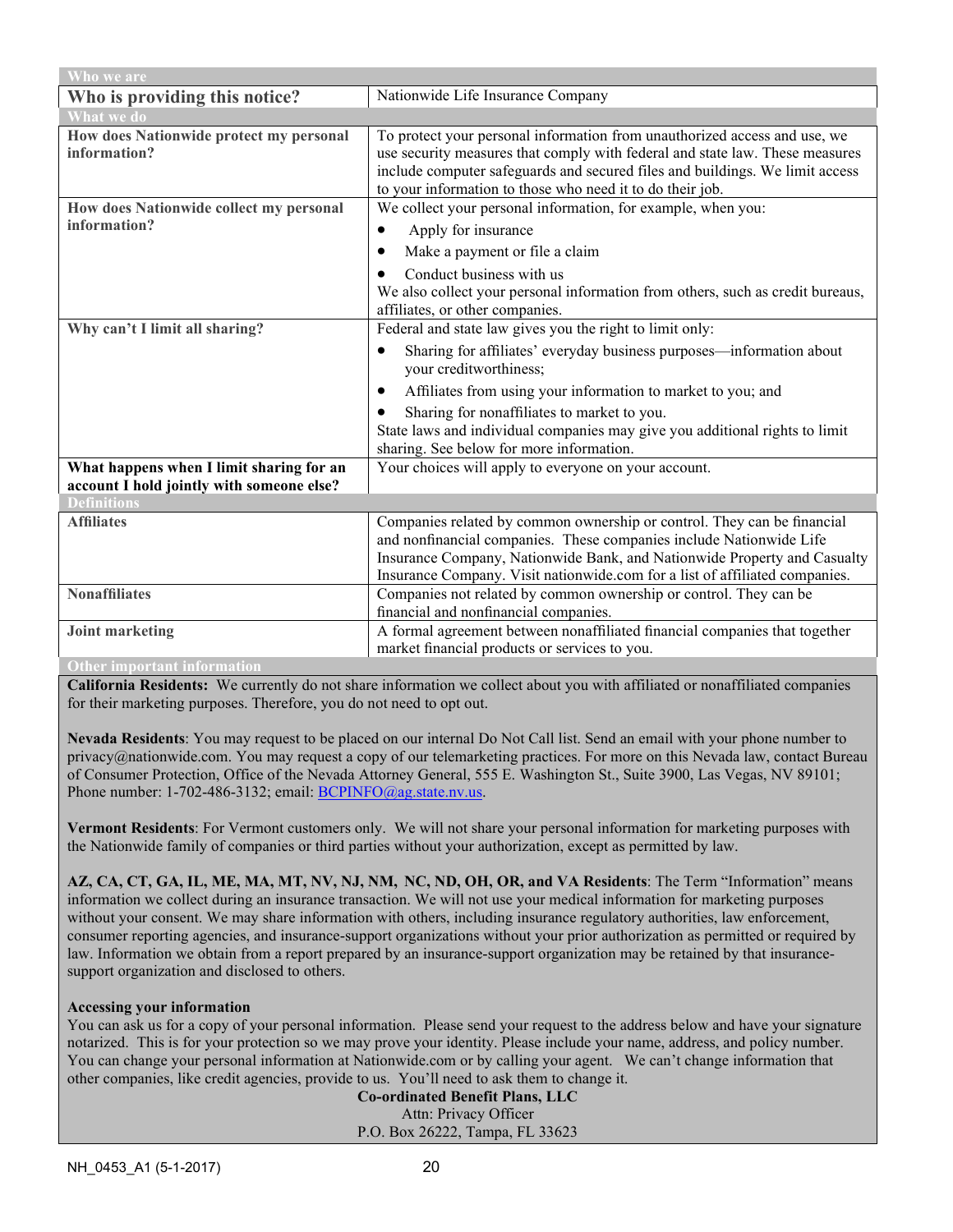| Who we are | |
|---|---|
| **Who is providing this notice?** | Nationwide Life Insurance Company |
| **What we do** | |
| **How does Nationwide protect my personal information?** | To protect your personal information from unauthorized access and use, we use security measures that comply with federal and state law. These measures include computer safeguards and secured files and buildings. We limit access to your information to those who need it to do their job. |
| **How does Nationwide collect my personal information?** | We collect your personal information, for example, when you:<br>• Apply for insurance<br>• Make a payment or file a claim<br>• Conduct business with us<br>We also collect your personal information from others, such as credit bureaus, affiliates, or other companies. |
| **Why can't I limit all sharing?** | Federal and state law gives you the right to limit only:<br>• Sharing for affiliates' everyday business purposes—information about your creditworthiness;<br>• Affiliates from using your information to market to you; and<br>• Sharing for nonaffiliates to market to you.<br>State laws and individual companies may give you additional rights to limit sharing. See below for more information. |
| **What happens when I limit sharing for an account I hold jointly with someone else?** | Your choices will apply to everyone on your account. |
| **Definitions** | |
| **Affiliates** | Companies related by common ownership or control. They can be financial and nonfinancial companies. These companies include Nationwide Life Insurance Company, Nationwide Bank, and Nationwide Property and Casualty Insurance Company. Visit nationwide.com for a list of affiliated companies. |
| **Nonaffiliates** | Companies not related by common ownership or control. They can be financial and nonfinancial companies. |
| **Joint marketing** | A formal agreement between nonaffiliated financial companies that together market financial products or services to you. |

**Other important information**

**California Residents:** We currently do not share information we collect about you with affiliated or nonaffiliated companies for their marketing purposes. Therefore, you do not need to opt out.

**Nevada Residents**: You may request to be placed on our internal Do Not Call list. Send an email with your phone number to privacy@nationwide.com. You may request a copy of our telemarketing practices. For more on this Nevada law, contact Bureau of Consumer Protection, Office of the Nevada Attorney General, 555 E. Washington St., Suite 3900, Las Vegas, NV 89101; Phone number: 1-702-486-3132; email: BCPINFO@ag.state.nv.us.

**Vermont Residents**: For Vermont customers only. We will not share your personal information for marketing purposes with the Nationwide family of companies or third parties without your authorization, except as permitted by law.

**AZ, CA, CT, GA, IL, ME, MA, MT, NV, NJ, NM, NC, ND, OH, OR, and VA Residents**: The Term "Information" means information we collect during an insurance transaction. We will not use your medical information for marketing purposes without your consent. We may share information with others, including insurance regulatory authorities, law enforcement, consumer reporting agencies, and insurance-support organizations without your prior authorization as permitted or required by law. Information we obtain from a report prepared by an insurance-support organization may be retained by that insurance-support organization and disclosed to others.

**Accessing your information**

You can ask us for a copy of your personal information. Please send your request to the address below and have your signature notarized. This is for your protection so we may prove your identity. Please include your name, address, and policy number. You can change your personal information at Nationwide.com or by calling your agent. We can't change information that other companies, like credit agencies, provide to us. You'll need to ask them to change it.

**Co-ordinated Benefit Plans, LLC**
Attn: Privacy Officer
P.O. Box 26222, Tampa, FL 33623

NH_0453_A1 (5-1-2017)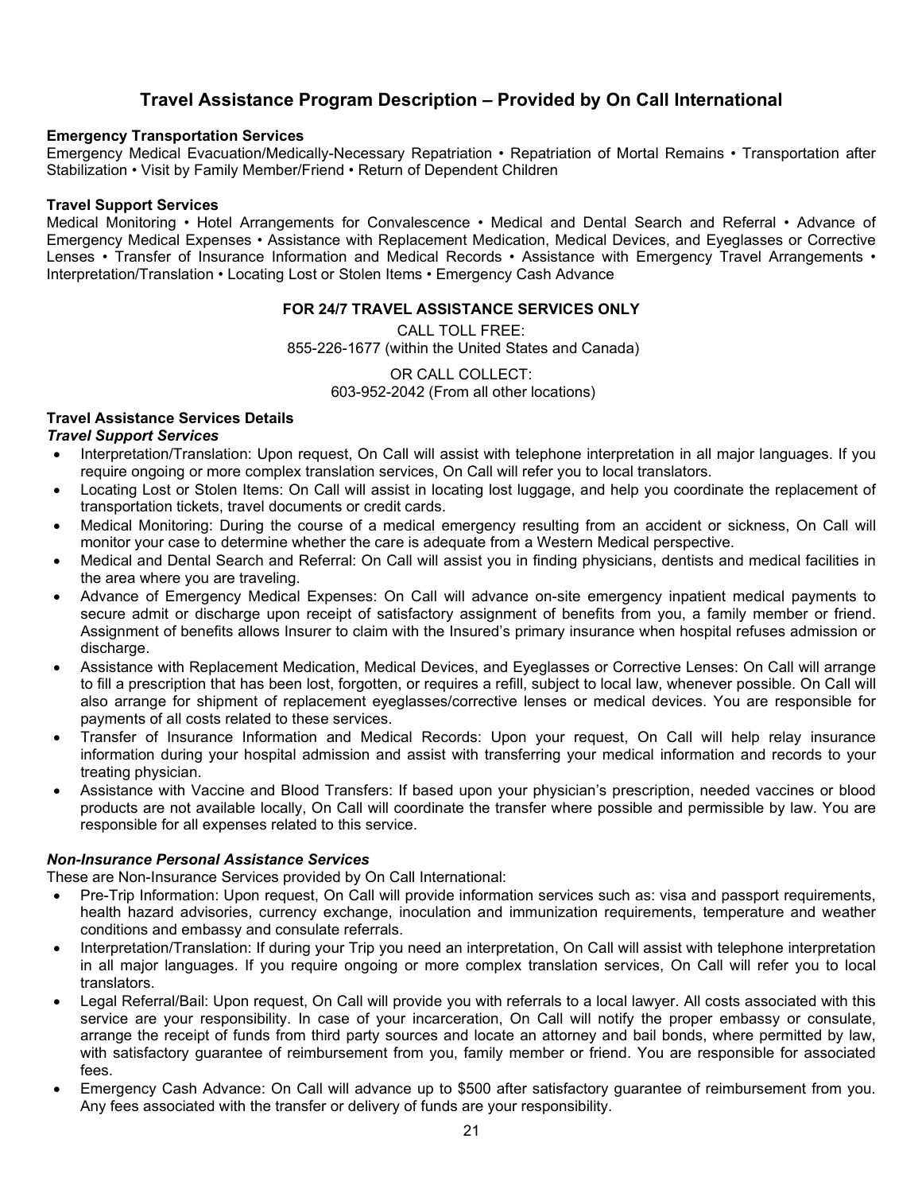## Travel Assistance Program Description – Provided by On Call International

**Emergency Transportation Services**

Emergency Medical Evacuation/Medically-Necessary Repatriation • Repatriation of Mortal Remains • Transportation after Stabilization • Visit by Family Member/Friend • Return of Dependent Children

**Travel Support Services**

Medical Monitoring • Hotel Arrangements for Convalescence • Medical and Dental Search and Referral • Advance of Emergency Medical Expenses • Assistance with Replacement Medication, Medical Devices, and Eyeglasses or Corrective Lenses • Transfer of Insurance Information and Medical Records • Assistance with Emergency Travel Arrangements • Interpretation/Translation • Locating Lost or Stolen Items • Emergency Cash Advance

**FOR 24/7 TRAVEL ASSISTANCE SERVICES ONLY**

CALL TOLL FREE:
855-226-1677 (within the United States and Canada)

OR CALL COLLECT:
603-952-2042 (From all other locations)

**Travel Assistance Services Details**

***Travel Support Services***

- Interpretation/Translation: Upon request, On Call will assist with telephone interpretation in all major languages. If you require ongoing or more complex translation services, On Call will refer you to local translators.
- Locating Lost or Stolen Items: On Call will assist in locating lost luggage, and help you coordinate the replacement of transportation tickets, travel documents or credit cards.
- Medical Monitoring: During the course of a medical emergency resulting from an accident or sickness, On Call will monitor your case to determine whether the care is adequate from a Western Medical perspective.
- Medical and Dental Search and Referral: On Call will assist you in finding physicians, dentists and medical facilities in the area where you are traveling.
- Advance of Emergency Medical Expenses: On Call will advance on-site emergency inpatient medical payments to secure admit or discharge upon receipt of satisfactory assignment of benefits from you, a family member or friend. Assignment of benefits allows Insurer to claim with the Insured's primary insurance when hospital refuses admission or discharge.
- Assistance with Replacement Medication, Medical Devices, and Eyeglasses or Corrective Lenses: On Call will arrange to fill a prescription that has been lost, forgotten, or requires a refill, subject to local law, whenever possible. On Call will also arrange for shipment of replacement eyeglasses/corrective lenses or medical devices. You are responsible for payments of all costs related to these services.
- Transfer of Insurance Information and Medical Records: Upon your request, On Call will help relay insurance information during your hospital admission and assist with transferring your medical information and records to your treating physician.
- Assistance with Vaccine and Blood Transfers: If based upon your physician's prescription, needed vaccines or blood products are not available locally, On Call will coordinate the transfer where possible and permissible by law. You are responsible for all expenses related to this service.

***Non-Insurance Personal Assistance Services***

These are Non-Insurance Services provided by On Call International:

- Pre-Trip Information: Upon request, On Call will provide information services such as: visa and passport requirements, health hazard advisories, currency exchange, inoculation and immunization requirements, temperature and weather conditions and embassy and consulate referrals.
- Interpretation/Translation: If during your Trip you need an interpretation, On Call will assist with telephone interpretation in all major languages. If you require ongoing or more complex translation services, On Call will refer you to local translators.
- Legal Referral/Bail: Upon request, On Call will provide you with referrals to a local lawyer. All costs associated with this service are your responsibility. In case of your incarceration, On Call will notify the proper embassy or consulate, arrange the receipt of funds from third party sources and locate an attorney and bail bonds, where permitted by law, with satisfactory guarantee of reimbursement from you, family member or friend. You are responsible for associated fees.
- Emergency Cash Advance: On Call will advance up to $500 after satisfactory guarantee of reimbursement from you. Any fees associated with the transfer or delivery of funds are your responsibility.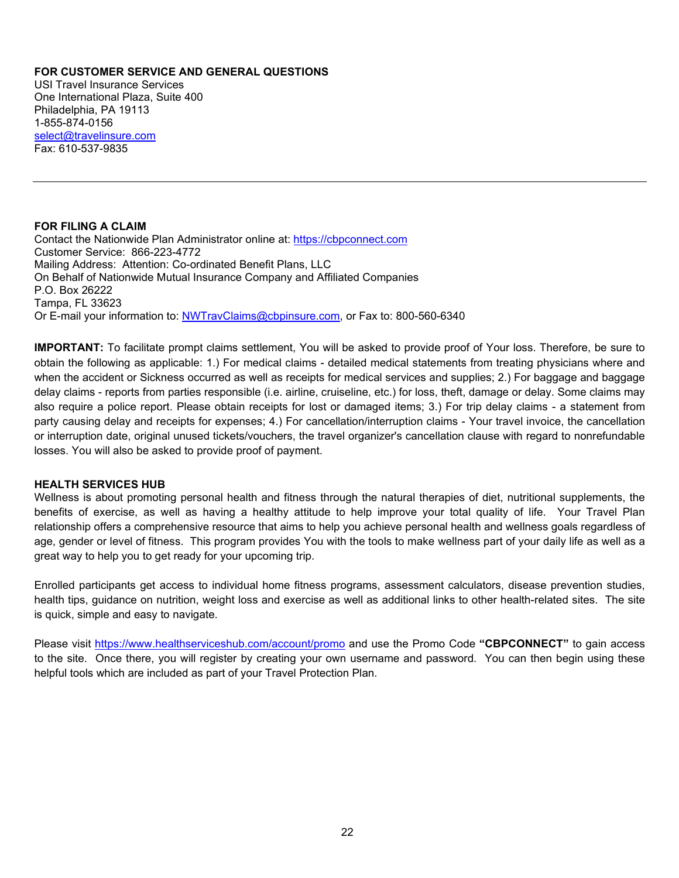**FOR CUSTOMER SERVICE AND GENERAL QUESTIONS**
USI Travel Insurance Services
One International Plaza, Suite 400
Philadelphia, PA 19113
1-855-874-0156
select@travelinsure.com
Fax: 610-537-9835

---

**FOR FILING A CLAIM**
Contact the Nationwide Plan Administrator online at: https://cbpconnect.com
Customer Service: 866-223-4772
Mailing Address: Attention: Co-ordinated Benefit Plans, LLC
On Behalf of Nationwide Mutual Insurance Company and Affiliated Companies
P.O. Box 26222
Tampa, FL 33623
Or E-mail your information to: NWTravClaims@cbpinsure.com, or Fax to: 800-560-6340

**IMPORTANT:** To facilitate prompt claims settlement, You will be asked to provide proof of Your loss. Therefore, be sure to obtain the following as applicable: 1.) For medical claims - detailed medical statements from treating physicians where and when the accident or Sickness occurred as well as receipts for medical services and supplies; 2.) For baggage and baggage delay claims - reports from parties responsible (i.e. airline, cruiseline, etc.) for loss, theft, damage or delay. Some claims may also require a police report. Please obtain receipts for lost or damaged items; 3.) For trip delay claims - a statement from party causing delay and receipts for expenses; 4.) For cancellation/interruption claims - Your travel invoice, the cancellation or interruption date, original unused tickets/vouchers, the travel organizer's cancellation clause with regard to nonrefundable losses. You will also be asked to provide proof of payment.

**HEALTH SERVICES HUB**
Wellness is about promoting personal health and fitness through the natural therapies of diet, nutritional supplements, the benefits of exercise, as well as having a healthy attitude to help improve your total quality of life. Your Travel Plan relationship offers a comprehensive resource that aims to help you achieve personal health and wellness goals regardless of age, gender or level of fitness. This program provides You with the tools to make wellness part of your daily life as well as a great way to help you to get ready for your upcoming trip.

Enrolled participants get access to individual home fitness programs, assessment calculators, disease prevention studies, health tips, guidance on nutrition, weight loss and exercise as well as additional links to other health-related sites. The site is quick, simple and easy to navigate.

Please visit https://www.healthserviceshub.com/account/promo and use the Promo Code **"CBPCONNECT"** to gain access to the site. Once there, you will register by creating your own username and password. You can then begin using these helpful tools which are included as part of your Travel Protection Plan.